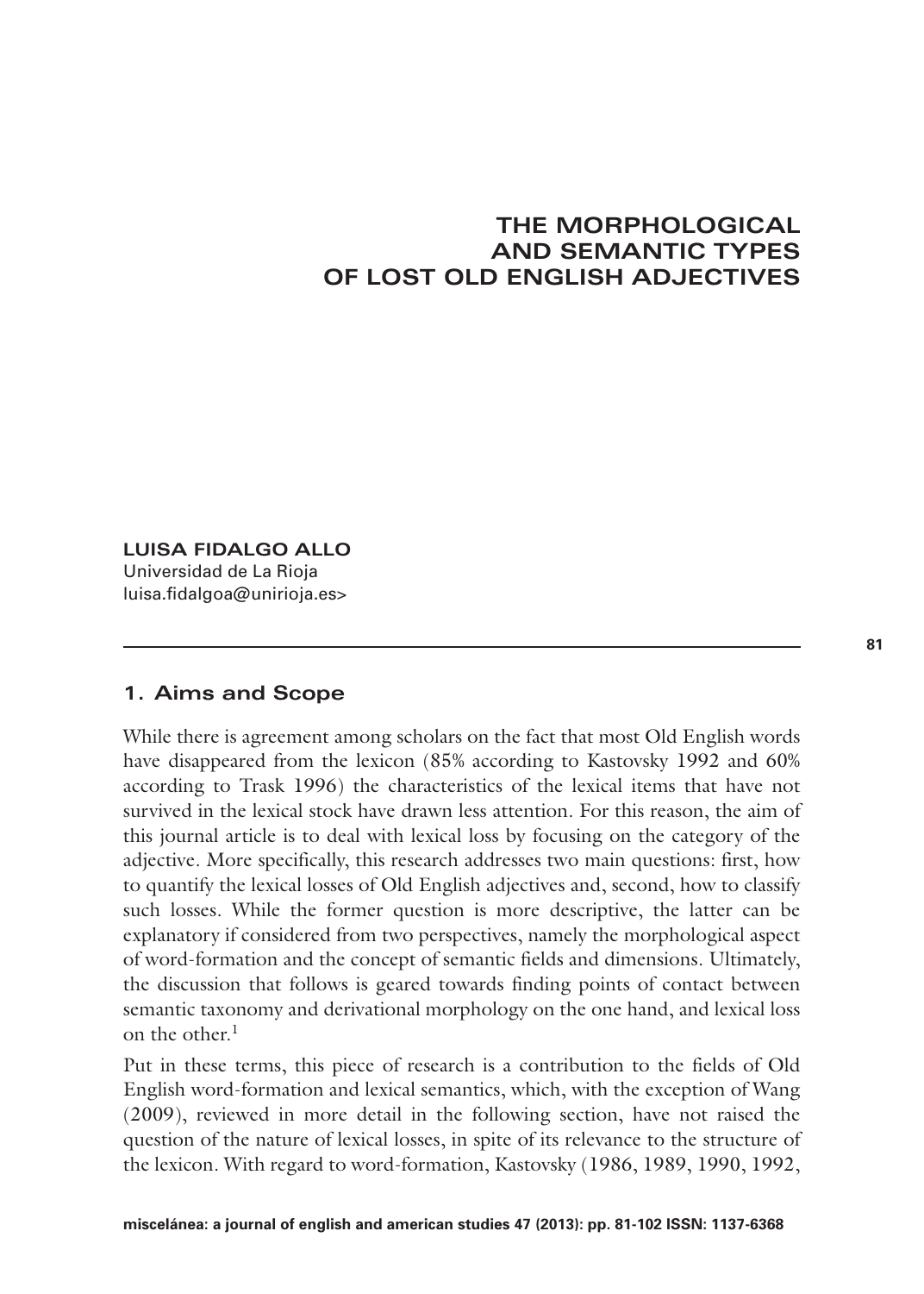# THE MORPHOLOGICAL AND SEMANTIC TYPES OF LOST OLD ENGLISH ADJECTIVES

**LUISA FIDALGO ALLO**
Universidad de La Rioja
luisa.fidalgoa@unirioja.es>

## 1. Aims and Scope

While there is agreement among scholars on the fact that most Old English words have disappeared from the lexicon (85% according to Kastovsky 1992 and 60% according to Trask 1996) the characteristics of the lexical items that have not survived in the lexical stock have drawn less attention. For this reason, the aim of this journal article is to deal with lexical loss by focusing on the category of the adjective. More specifically, this research addresses two main questions: first, how to quantify the lexical losses of Old English adjectives and, second, how to classify such losses. While the former question is more descriptive, the latter can be explanatory if considered from two perspectives, namely the morphological aspect of word-formation and the concept of semantic fields and dimensions. Ultimately, the discussion that follows is geared towards finding points of contact between semantic taxonomy and derivational morphology on the one hand, and lexical loss on the other.[1]

Put in these terms, this piece of research is a contribution to the fields of Old English word-formation and lexical semantics, which, with the exception of Wang (2009), reviewed in more detail in the following section, have not raised the question of the nature of lexical losses, in spite of its relevance to the structure of the lexicon. With regard to word-formation, Kastovsky (1986, 1989, 1990, 1992,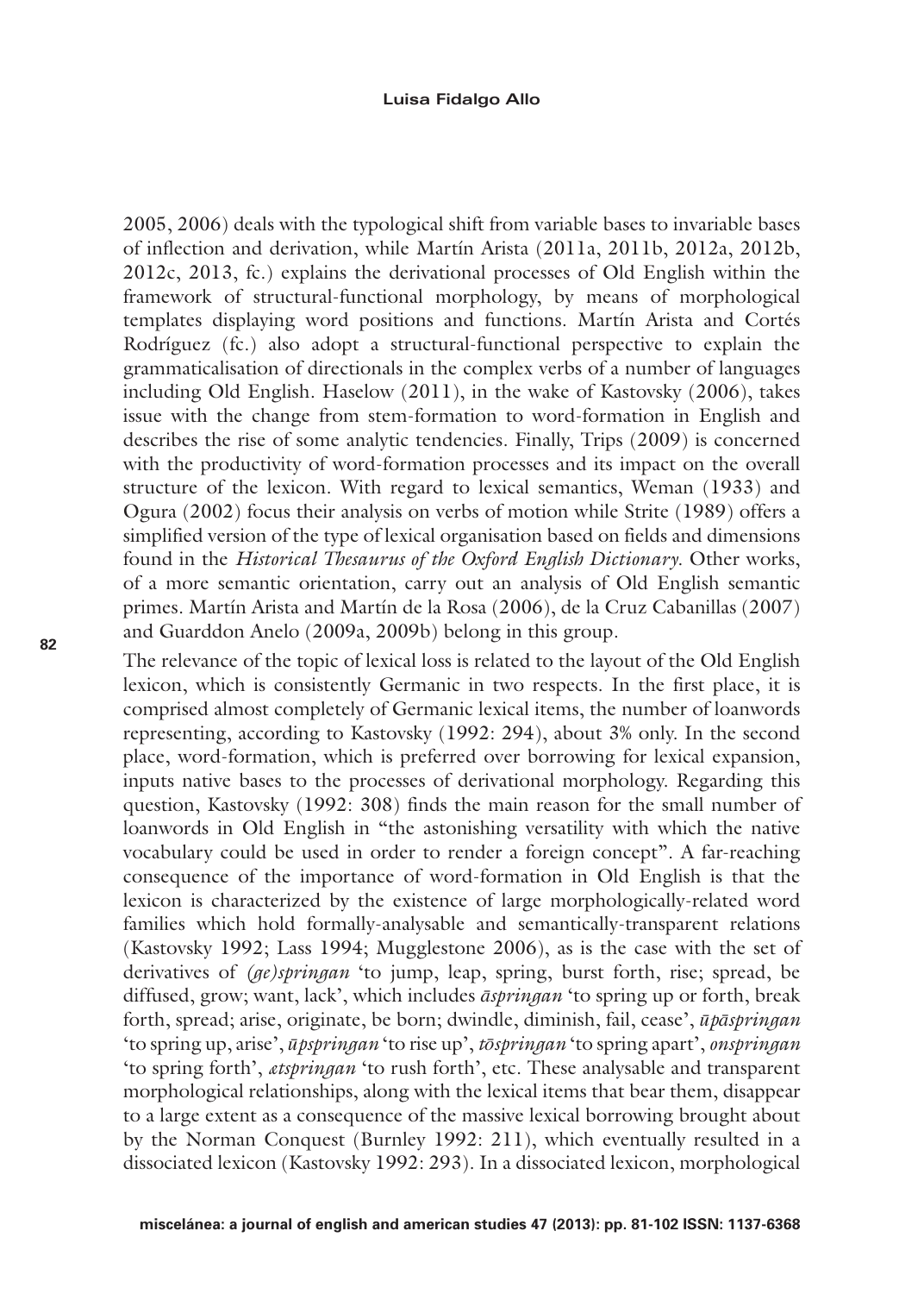2005, 2006) deals with the typological shift from variable bases to invariable bases of inflection and derivation, while Martín Arista (2011a, 2011b, 2012a, 2012b, 2012c, 2013, fc.) explains the derivational processes of Old English within the framework of structural-functional morphology, by means of morphological templates displaying word positions and functions. Martín Arista and Cortés Rodríguez (fc.) also adopt a structural-functional perspective to explain the grammaticalisation of directionals in the complex verbs of a number of languages including Old English. Haselow (2011), in the wake of Kastovsky (2006), takes issue with the change from stem-formation to word-formation in English and describes the rise of some analytic tendencies. Finally, Trips (2009) is concerned with the productivity of word-formation processes and its impact on the overall structure of the lexicon. With regard to lexical semantics, Weman (1933) and Ogura (2002) focus their analysis on verbs of motion while Strite (1989) offers a simplified version of the type of lexical organisation based on fields and dimensions found in the *Historical Thesaurus of the Oxford English Dictionary*. Other works, of a more semantic orientation, carry out an analysis of Old English semantic primes. Martín Arista and Martín de la Rosa (2006), de la Cruz Cabanillas (2007) and Guarddon Anelo (2009a, 2009b) belong in this group.

The relevance of the topic of lexical loss is related to the layout of the Old English lexicon, which is consistently Germanic in two respects. In the first place, it is comprised almost completely of Germanic lexical items, the number of loanwords representing, according to Kastovsky (1992: 294), about 3% only. In the second place, word-formation, which is preferred over borrowing for lexical expansion, inputs native bases to the processes of derivational morphology. Regarding this question, Kastovsky (1992: 308) finds the main reason for the small number of loanwords in Old English in "the astonishing versatility with which the native vocabulary could be used in order to render a foreign concept". A far-reaching consequence of the importance of word-formation in Old English is that the lexicon is characterized by the existence of large morphologically-related word families which hold formally-analysable and semantically-transparent relations (Kastovsky 1992; Lass 1994; Mugglestone 2006), as is the case with the set of derivatives of *(ge)springan* 'to jump, leap, spring, burst forth, rise; spread, be diffused, grow; want, lack', which includes *āspringan* 'to spring up or forth, break forth, spread; arise, originate, be born; dwindle, diminish, fail, cease', *ūpāspringan* 'to spring up, arise', *ūpspringan* 'to rise up', *tōspringan* 'to spring apart', *onspringan* 'to spring forth', *ætspringan* 'to rush forth', etc. These analysable and transparent morphological relationships, along with the lexical items that bear them, disappear to a large extent as a consequence of the massive lexical borrowing brought about by the Norman Conquest (Burnley 1992: 211), which eventually resulted in a dissociated lexicon (Kastovsky 1992: 293). In a dissociated lexicon, morphological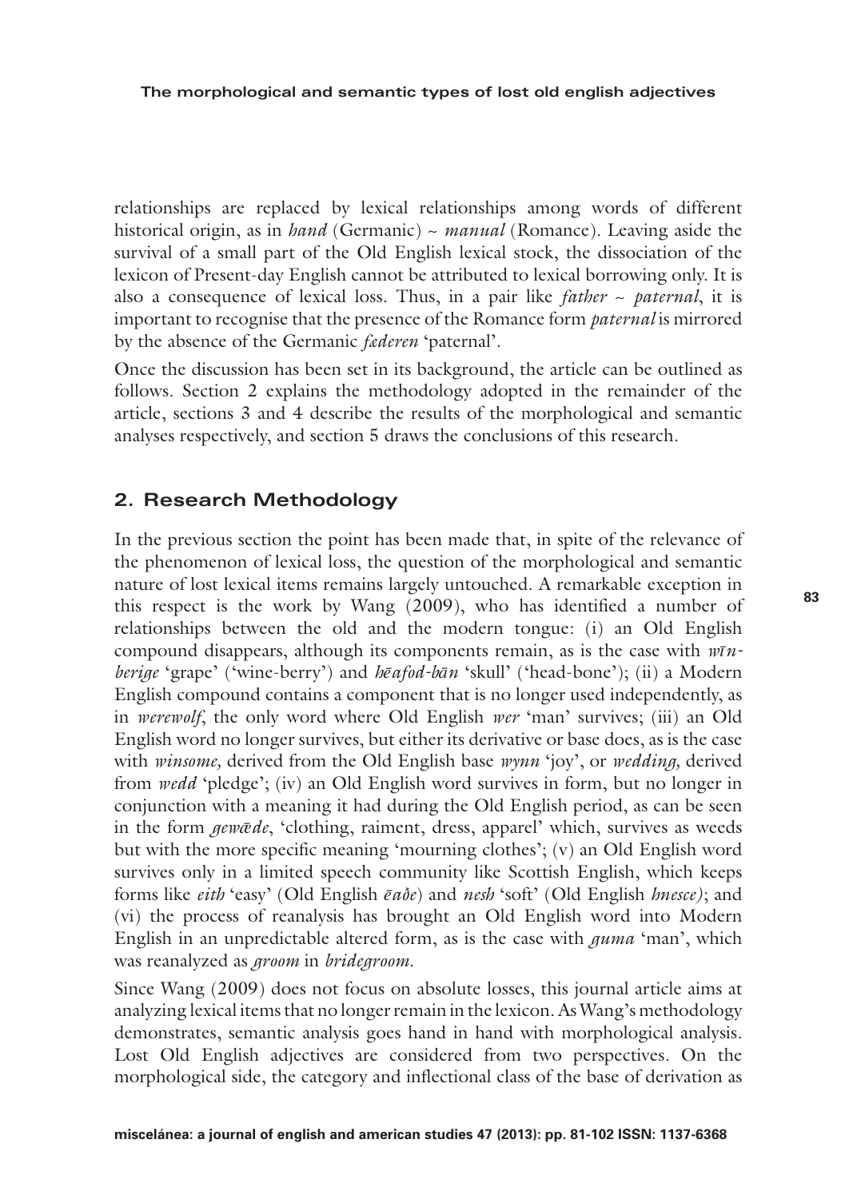relationships are replaced by lexical relationships among words of different historical origin, as in *hand* (Germanic) ~ *manual* (Romance). Leaving aside the survival of a small part of the Old English lexical stock, the dissociation of the lexicon of Present-day English cannot be attributed to lexical borrowing only. It is also a consequence of lexical loss. Thus, in a pair like *father* ~ *paternal*, it is important to recognise that the presence of the Romance form *paternal* is mirrored by the absence of the Germanic *fæderen* 'paternal'.

Once the discussion has been set in its background, the article can be outlined as follows. Section 2 explains the methodology adopted in the remainder of the article, sections 3 and 4 describe the results of the morphological and semantic analyses respectively, and section 5 draws the conclusions of this research.

## 2. Research Methodology

In the previous section the point has been made that, in spite of the relevance of the phenomenon of lexical loss, the question of the morphological and semantic nature of lost lexical items remains largely untouched. A remarkable exception in this respect is the work by Wang (2009), who has identified a number of relationships between the old and the modern tongue: (i) an Old English compound disappears, although its components remain, as is the case with *wīn-berige* 'grape' ('wine-berry') and *hēafod-bān* 'skull' ('head-bone'); (ii) a Modern English compound contains a component that is no longer used independently, as in *werewolf*, the only word where Old English *wer* 'man' survives; (iii) an Old English word no longer survives, but either its derivative or base does, as is the case with *winsome,* derived from the Old English base *wynn* 'joy', or *wedding,* derived from *wedd* 'pledge'; (iv) an Old English word survives in form, but no longer in conjunction with a meaning it had during the Old English period, as can be seen in the form *gewǣde*, 'clothing, raiment, dress, apparel' which, survives as weeds but with the more specific meaning 'mourning clothes'; (v) an Old English word survives only in a limited speech community like Scottish English, which keeps forms like *eith* 'easy' (Old English *ēaðe*) and *nesh* 'soft' (Old English *hnesce)*; and (vi) the process of reanalysis has brought an Old English word into Modern English in an unpredictable altered form, as is the case with *guma* 'man', which was reanalyzed as *groom* in *bridegroom.*

Since Wang (2009) does not focus on absolute losses, this journal article aims at analyzing lexical items that no longer remain in the lexicon. As Wang's methodology demonstrates, semantic analysis goes hand in hand with morphological analysis. Lost Old English adjectives are considered from two perspectives. On the morphological side, the category and inflectional class of the base of derivation as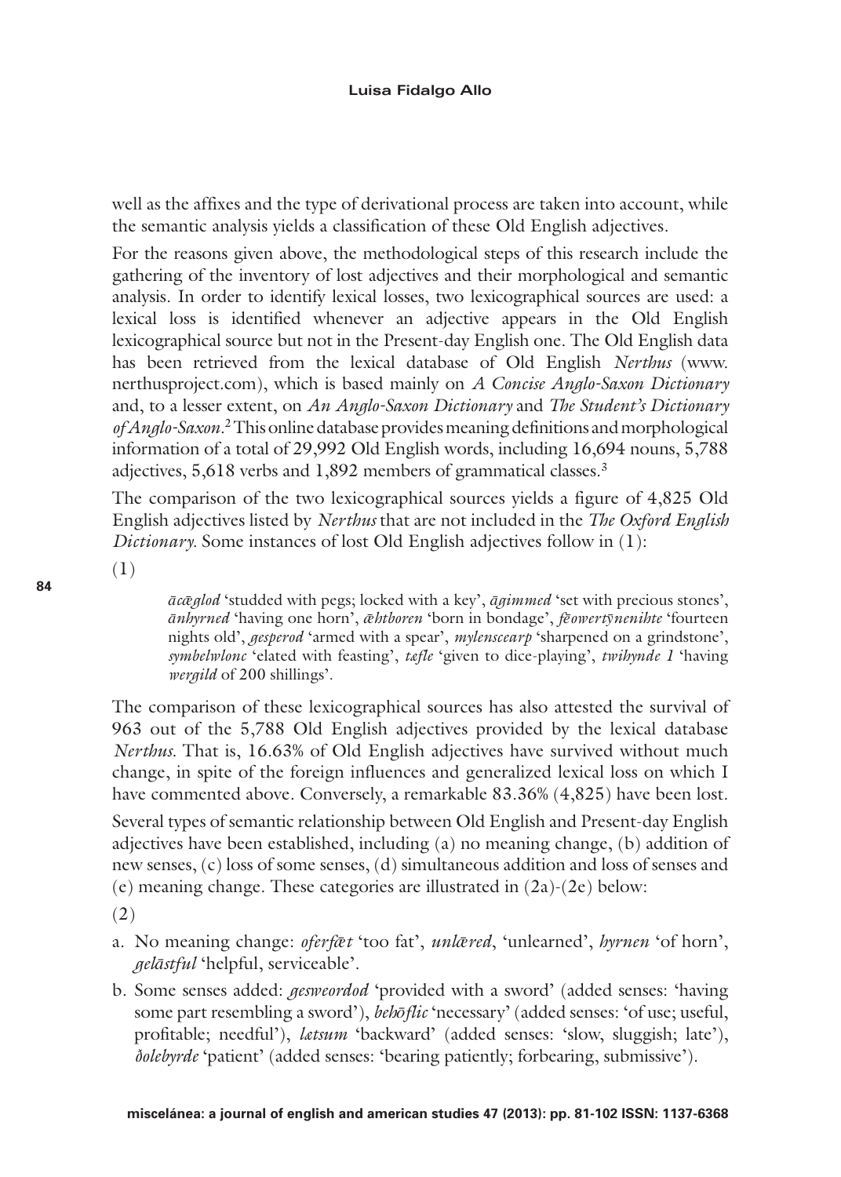well as the affixes and the type of derivational process are taken into account, while the semantic analysis yields a classification of these Old English adjectives.

For the reasons given above, the methodological steps of this research include the gathering of the inventory of lost adjectives and their morphological and semantic analysis. In order to identify lexical losses, two lexicographical sources are used: a lexical loss is identified whenever an adjective appears in the Old English lexicographical source but not in the Present-day English one. The Old English data has been retrieved from the lexical database of Old English *Nerthus* (www.nerthusproject.com), which is based mainly on *A Concise Anglo-Saxon Dictionary* and, to a lesser extent, on *An Anglo-Saxon Dictionary* and *The Student's Dictionary of Anglo-Saxon*.[2] This online database provides meaning definitions and morphological information of a total of 29,992 Old English words, including 16,694 nouns, 5,788 adjectives, 5,618 verbs and 1,892 members of grammatical classes.[3]

The comparison of the two lexicographical sources yields a figure of 4,825 Old English adjectives listed by *Nerthus* that are not included in the *The Oxford English Dictionary*. Some instances of lost Old English adjectives follow in (1):

(1)

> *ācǣglod* 'studded with pegs; locked with a key', *āgimmed* 'set with precious stones', *ānhyrned* 'having one horn', *ǣhtboren* 'born in bondage', *fēowertȳnenihte* 'fourteen nights old', *gesperod* 'armed with a spear', *mylenscearp* 'sharpened on a grindstone', *symbelwlonc* 'elated with feasting', *tæfle* 'given to dice-playing', *twihynde 1* 'having *wergild* of 200 shillings'.

The comparison of these lexicographical sources has also attested the survival of 963 out of the 5,788 Old English adjectives provided by the lexical database *Nerthus*. That is, 16.63% of Old English adjectives have survived without much change, in spite of the foreign influences and generalized lexical loss on which I have commented above. Conversely, a remarkable 83.36% (4,825) have been lost.

Several types of semantic relationship between Old English and Present-day English adjectives have been established, including (a) no meaning change, (b) addition of new senses, (c) loss of some senses, (d) simultaneous addition and loss of senses and (e) meaning change. These categories are illustrated in (2a)-(2e) below:

(2)

a. No meaning change: *oferfǣt* 'too fat', *unlǣred*, 'unlearned', *hyrnen* 'of horn', *gelāstful* 'helpful, serviceable'.

b. Some senses added: *gesweordod* 'provided with a sword' (added senses: 'having some part resembling a sword'), *behōflic* 'necessary' (added senses: 'of use; useful, profitable; needful'), *lætsum* 'backward' (added senses: 'slow, sluggish; late'), *ðolebyrde* 'patient' (added senses: 'bearing patiently; forbearing, submissive').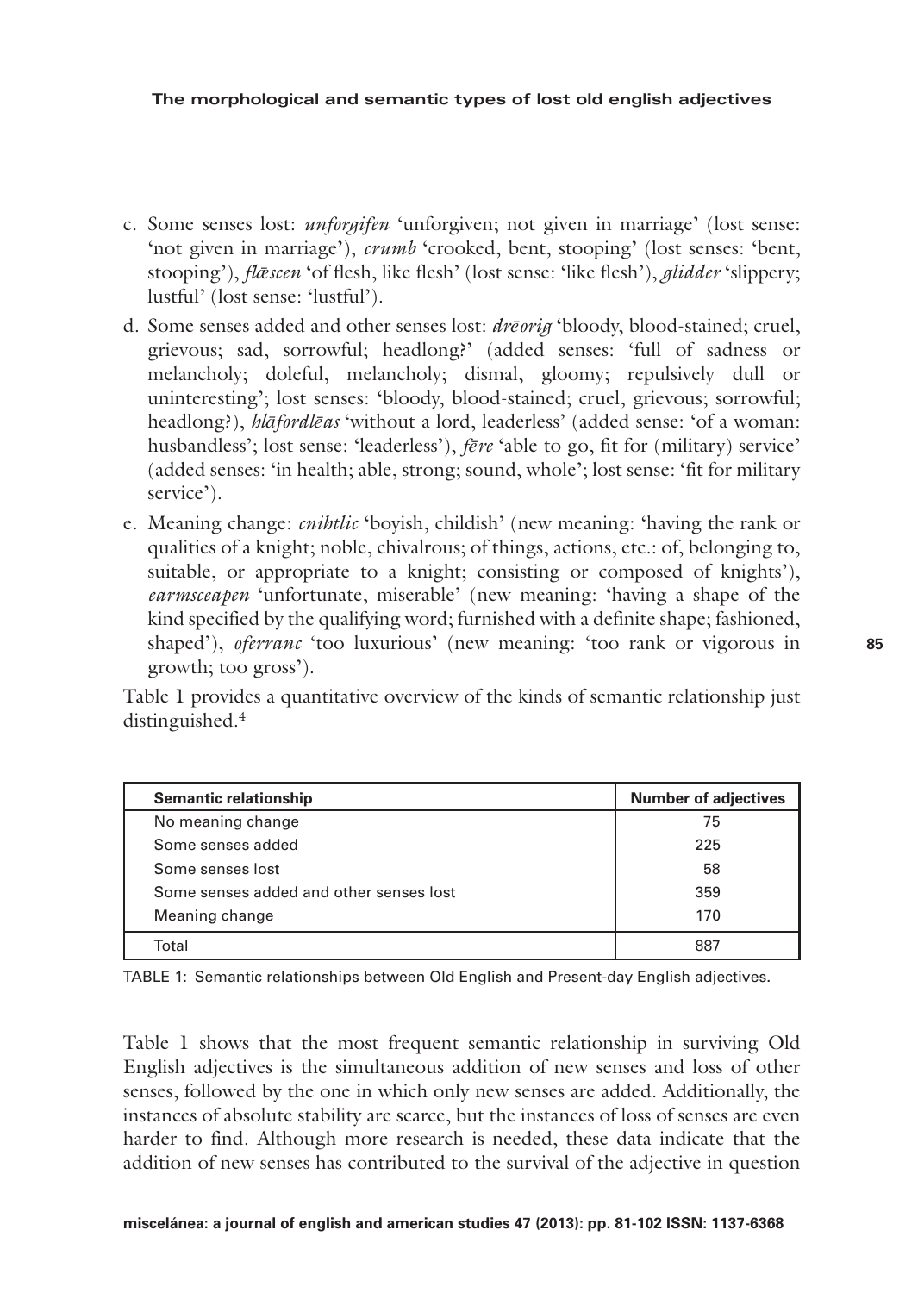c. Some senses lost: *unforgifen* 'unforgiven; not given in marriage' (lost sense: 'not given in marriage'), *crumb* 'crooked, bent, stooping' (lost senses: 'bent, stooping'), *flǣscen* 'of flesh, like flesh' (lost sense: 'like flesh'), *glidder* 'slippery; lustful' (lost sense: 'lustful').

d. Some senses added and other senses lost: *drēorig* 'bloody, blood-stained; cruel, grievous; sad, sorrowful; headlong?' (added senses: 'full of sadness or melancholy; doleful, melancholy; dismal, gloomy; repulsively dull or uninteresting'; lost senses: 'bloody, blood-stained; cruel, grievous; sorrowful; headlong?), *hlāfordlēas* 'without a lord, leaderless' (added sense: 'of a woman: husbandless'; lost sense: 'leaderless'), *fēre* 'able to go, fit for (military) service' (added senses: 'in health; able, strong; sound, whole'; lost sense: 'fit for military service').

e. Meaning change: *cnihtlic* 'boyish, childish' (new meaning: 'having the rank or qualities of a knight; noble, chivalrous; of things, actions, etc.: of, belonging to, suitable, or appropriate to a knight; consisting or composed of knights'), *earmsceapen* 'unfortunate, miserable' (new meaning: 'having a shape of the kind specified by the qualifying word; furnished with a definite shape; fashioned, shaped'), *oferranc* 'too luxurious' (new meaning: 'too rank or vigorous in growth; too gross').

Table 1 provides a quantitative overview of the kinds of semantic relationship just distinguished.[4]

| Semantic relationship | Number of adjectives |
|---|---|
| No meaning change | 75 |
| Some senses added | 225 |
| Some senses lost | 58 |
| Some senses added and other senses lost | 359 |
| Meaning change | 170 |
| Total | 887 |

TABLE 1: Semantic relationships between Old English and Present-day English adjectives.

Table 1 shows that the most frequent semantic relationship in surviving Old English adjectives is the simultaneous addition of new senses and loss of other senses, followed by the one in which only new senses are added. Additionally, the instances of absolute stability are scarce, but the instances of loss of senses are even harder to find. Although more research is needed, these data indicate that the addition of new senses has contributed to the survival of the adjective in question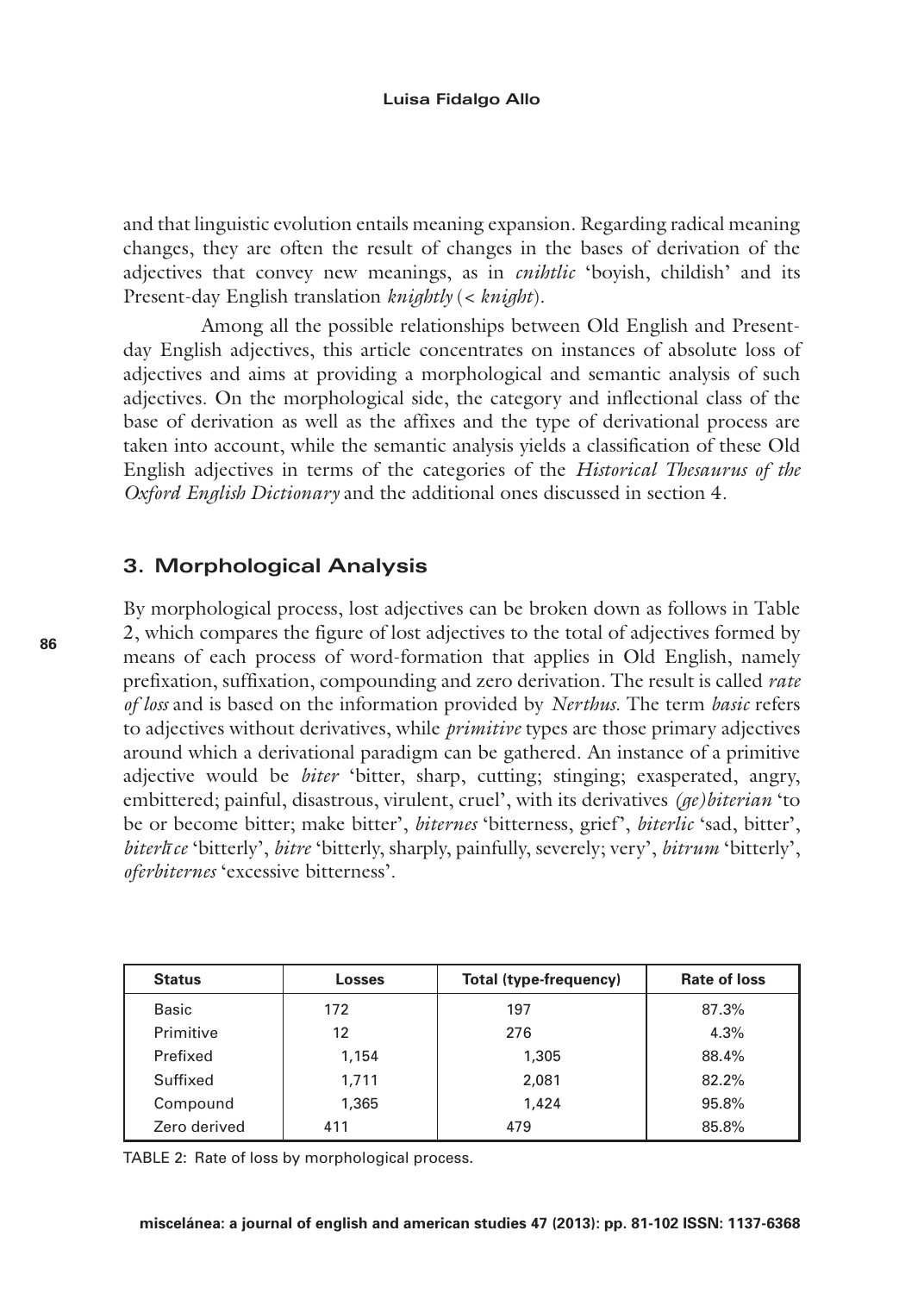and that linguistic evolution entails meaning expansion. Regarding radical meaning changes, they are often the result of changes in the bases of derivation of the adjectives that convey new meanings, as in *cnihtlic* 'boyish, childish' and its Present-day English translation *knightly* (< *knight*).

Among all the possible relationships between Old English and Present-day English adjectives, this article concentrates on instances of absolute loss of adjectives and aims at providing a morphological and semantic analysis of such adjectives. On the morphological side, the category and inflectional class of the base of derivation as well as the affixes and the type of derivational process are taken into account, while the semantic analysis yields a classification of these Old English adjectives in terms of the categories of the *Historical Thesaurus of the Oxford English Dictionary* and the additional ones discussed in section 4.

## 3. Morphological Analysis

By morphological process, lost adjectives can be broken down as follows in Table 2, which compares the figure of lost adjectives to the total of adjectives formed by means of each process of word-formation that applies in Old English, namely prefixation, suffixation, compounding and zero derivation. The result is called *rate of loss* and is based on the information provided by *Nerthus.* The term *basic* refers to adjectives without derivatives, while *primitive* types are those primary adjectives around which a derivational paradigm can be gathered. An instance of a primitive adjective would be *biter* 'bitter, sharp, cutting; stinging; exasperated, angry, embittered; painful, disastrous, virulent, cruel', with its derivatives *(ge)biterian* 'to be or become bitter; make bitter', *biternes* 'bitterness, grief', *biterlic* 'sad, bitter', *biterlīce* 'bitterly', *bitre* 'bitterly, sharply, painfully, severely; very', *bitrum* 'bitterly', *oferbiternes* 'excessive bitterness'.

| Status | Losses | Total (type-frequency) | Rate of loss |
|---|---|---|---|
| Basic | 172 | 197 | 87.3% |
| Primitive | 12 | 276 | 4.3% |
| Prefixed | 1,154 | 1,305 | 88.4% |
| Suffixed | 1,711 | 2,081 | 82.2% |
| Compound | 1,365 | 1,424 | 95.8% |
| Zero derived | 411 | 479 | 85.8% |

TABLE 2: Rate of loss by morphological process.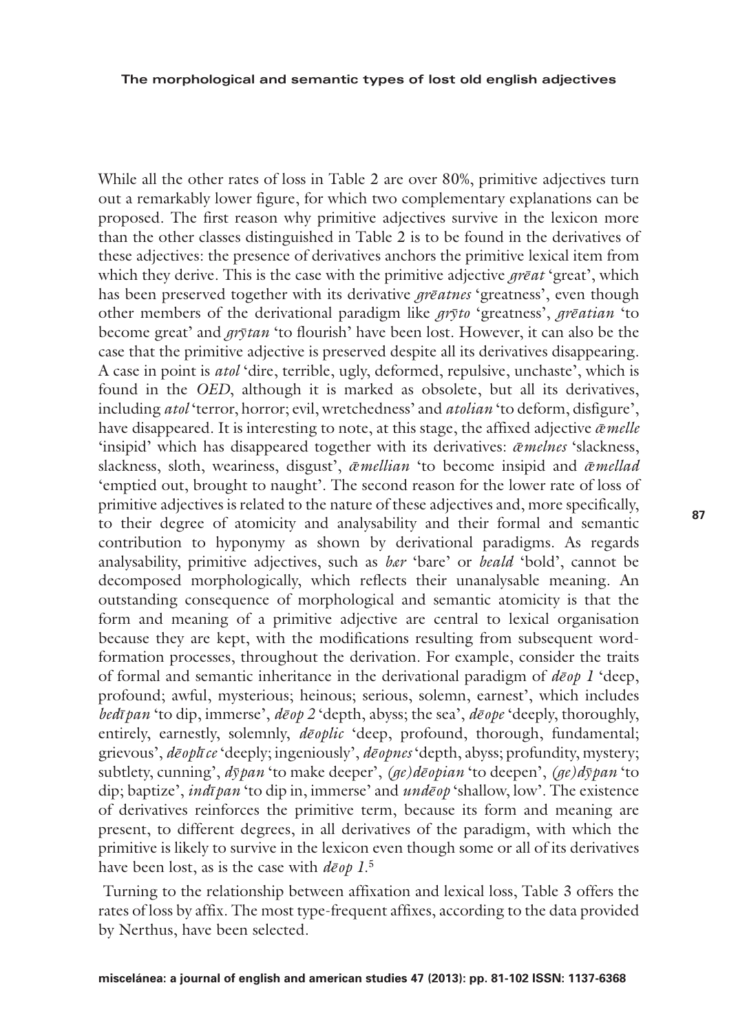While all the other rates of loss in Table 2 are over 80%, primitive adjectives turn out a remarkably lower figure, for which two complementary explanations can be proposed. The first reason why primitive adjectives survive in the lexicon more than the other classes distinguished in Table 2 is to be found in the derivatives of these adjectives: the presence of derivatives anchors the primitive lexical item from which they derive. This is the case with the primitive adjective *grēat* 'great', which has been preserved together with its derivative *grēatnes* 'greatness', even though other members of the derivational paradigm like *grӯto* 'greatness', *grēatian* 'to become great' and *grӯtan* 'to flourish' have been lost. However, it can also be the case that the primitive adjective is preserved despite all its derivatives disappearing. A case in point is *atol* 'dire, terrible, ugly, deformed, repulsive, unchaste', which is found in the *OED*, although it is marked as obsolete, but all its derivatives, including *atol* 'terror, horror; evil, wretchedness' and *atolian* 'to deform, disfigure', have disappeared. It is interesting to note, at this stage, the affixed adjective *ǣmelle* 'insipid' which has disappeared together with its derivatives: *ǣmelnes* 'slackness, slackness, sloth, weariness, disgust', *ǣmellian* 'to become insipid and *ǣmellad* 'emptied out, brought to naught'. The second reason for the lower rate of loss of primitive adjectives is related to the nature of these adjectives and, more specifically, to their degree of atomicity and analysability and their formal and semantic contribution to hyponymy as shown by derivational paradigms. As regards analysability, primitive adjectives, such as *bær* 'bare' or *beald* 'bold', cannot be decomposed morphologically, which reflects their unanalysable meaning. An outstanding consequence of morphological and semantic atomicity is that the form and meaning of a primitive adjective are central to lexical organisation because they are kept, with the modifications resulting from subsequent word-formation processes, throughout the derivation. For example, consider the traits of formal and semantic inheritance in the derivational paradigm of *dēop 1* 'deep, profound; awful, mysterious; heinous; serious, solemn, earnest', which includes *bedīpan* 'to dip, immerse', *dēop 2* 'depth, abyss; the sea', *dēope* 'deeply, thoroughly, entirely, earnestly, solemnly, *dēoplic* 'deep, profound, thorough, fundamental; grievous', *dēoplīce* 'deeply; ingeniously', *dēopnes* 'depth, abyss; profundity, mystery; subtlety, cunning', *dӯpan* 'to make deeper', *(ge)dēopian* 'to deepen', *(ge)dӯpan* 'to dip; baptize', *indīpan* 'to dip in, immerse' and *undēop* 'shallow, low'. The existence of derivatives reinforces the primitive term, because its form and meaning are present, to different degrees, in all derivatives of the paradigm, with which the primitive is likely to survive in the lexicon even though some or all of its derivatives have been lost, as is the case with *dēop 1*.[5]

Turning to the relationship between affixation and lexical loss, Table 3 offers the rates of loss by affix. The most type-frequent affixes, according to the data provided by Nerthus, have been selected.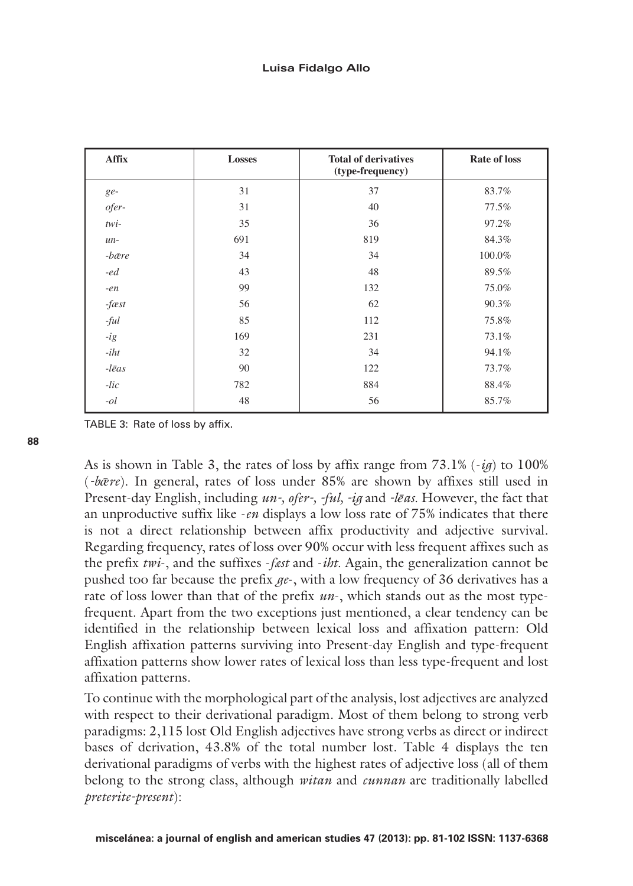| Affix | Losses | Total of derivatives (type-frequency) | Rate of loss |
|---|---|---|---|
| *ge-* | 31 | 37 | 83.7% |
| *ofer-* | 31 | 40 | 77.5% |
| *twi-* | 35 | 36 | 97.2% |
| *un-* | 691 | 819 | 84.3% |
| *-bǣre* | 34 | 34 | 100.0% |
| *-ed* | 43 | 48 | 89.5% |
| *-en* | 99 | 132 | 75.0% |
| *-fæst* | 56 | 62 | 90.3% |
| *-ful* | 85 | 112 | 75.8% |
| *-ig* | 169 | 231 | 73.1% |
| *-iht* | 32 | 34 | 94.1% |
| *-lēas* | 90 | 122 | 73.7% |
| *-lic* | 782 | 884 | 88.4% |
| *-ol* | 48 | 56 | 85.7% |

TABLE 3: Rate of loss by affix.

As is shown in Table 3, the rates of loss by affix range from 73.1% (*-ig*) to 100% (*-bǣre*). In general, rates of loss under 85% are shown by affixes still used in Present-day English, including *un-, ofer-, -ful, -ig* and *-lēas*. However, the fact that an unproductive suffix like *-en* displays a low loss rate of 75% indicates that there is not a direct relationship between affix productivity and adjective survival. Regarding frequency, rates of loss over 90% occur with less frequent affixes such as the prefix *twi-*, and the suffixes *-fæst* and *-iht*. Again, the generalization cannot be pushed too far because the prefix *ge-*, with a low frequency of 36 derivatives has a rate of loss lower than that of the prefix *un-*, which stands out as the most type-frequent. Apart from the two exceptions just mentioned, a clear tendency can be identified in the relationship between lexical loss and affixation pattern: Old English affixation patterns surviving into Present-day English and type-frequent affixation patterns show lower rates of lexical loss than less type-frequent and lost affixation patterns.

To continue with the morphological part of the analysis, lost adjectives are analyzed with respect to their derivational paradigm. Most of them belong to strong verb paradigms: 2,115 lost Old English adjectives have strong verbs as direct or indirect bases of derivation, 43.8% of the total number lost. Table 4 displays the ten derivational paradigms of verbs with the highest rates of adjective loss (all of them belong to the strong class, although *witan* and *cunnan* are traditionally labelled *preterite-present*):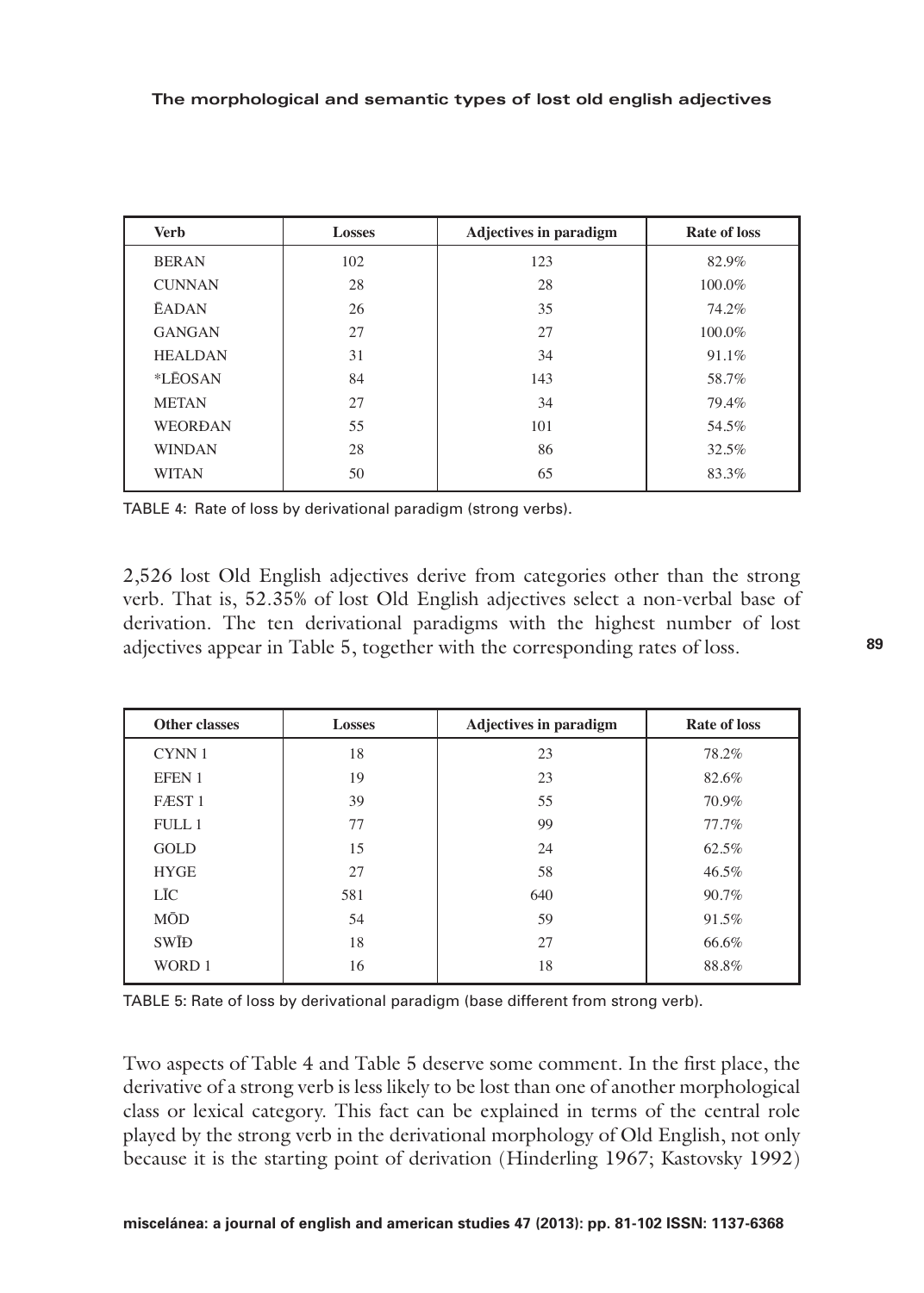| Verb | Losses | Adjectives in paradigm | Rate of loss |
|---|---|---|---|
| BERAN | 102 | 123 | 82.9% |
| CUNNAN | 28 | 28 | 100.0% |
| ĒADAN | 26 | 35 | 74.2% |
| GANGAN | 27 | 27 | 100.0% |
| HEALDAN | 31 | 34 | 91.1% |
| *LĒOSAN | 84 | 143 | 58.7% |
| METAN | 27 | 34 | 79.4% |
| WEORÐAN | 55 | 101 | 54.5% |
| WINDAN | 28 | 86 | 32.5% |
| WITAN | 50 | 65 | 83.3% |

TABLE 4: Rate of loss by derivational paradigm (strong verbs).

2,526 lost Old English adjectives derive from categories other than the strong verb. That is, 52.35% of lost Old English adjectives select a non-verbal base of derivation. The ten derivational paradigms with the highest number of lost adjectives appear in Table 5, together with the corresponding rates of loss.

| Other classes | Losses | Adjectives in paradigm | Rate of loss |
|---|---|---|---|
| CYNN 1 | 18 | 23 | 78.2% |
| EFEN 1 | 19 | 23 | 82.6% |
| FÆST 1 | 39 | 55 | 70.9% |
| FULL 1 | 77 | 99 | 77.7% |
| GOLD | 15 | 24 | 62.5% |
| HYGE | 27 | 58 | 46.5% |
| LĪC | 581 | 640 | 90.7% |
| MŌD | 54 | 59 | 91.5% |
| SWĪÐ | 18 | 27 | 66.6% |
| WORD 1 | 16 | 18 | 88.8% |

TABLE 5: Rate of loss by derivational paradigm (base different from strong verb).

Two aspects of Table 4 and Table 5 deserve some comment. In the first place, the derivative of a strong verb is less likely to be lost than one of another morphological class or lexical category. This fact can be explained in terms of the central role played by the strong verb in the derivational morphology of Old English, not only because it is the starting point of derivation (Hinderling 1967; Kastovsky 1992)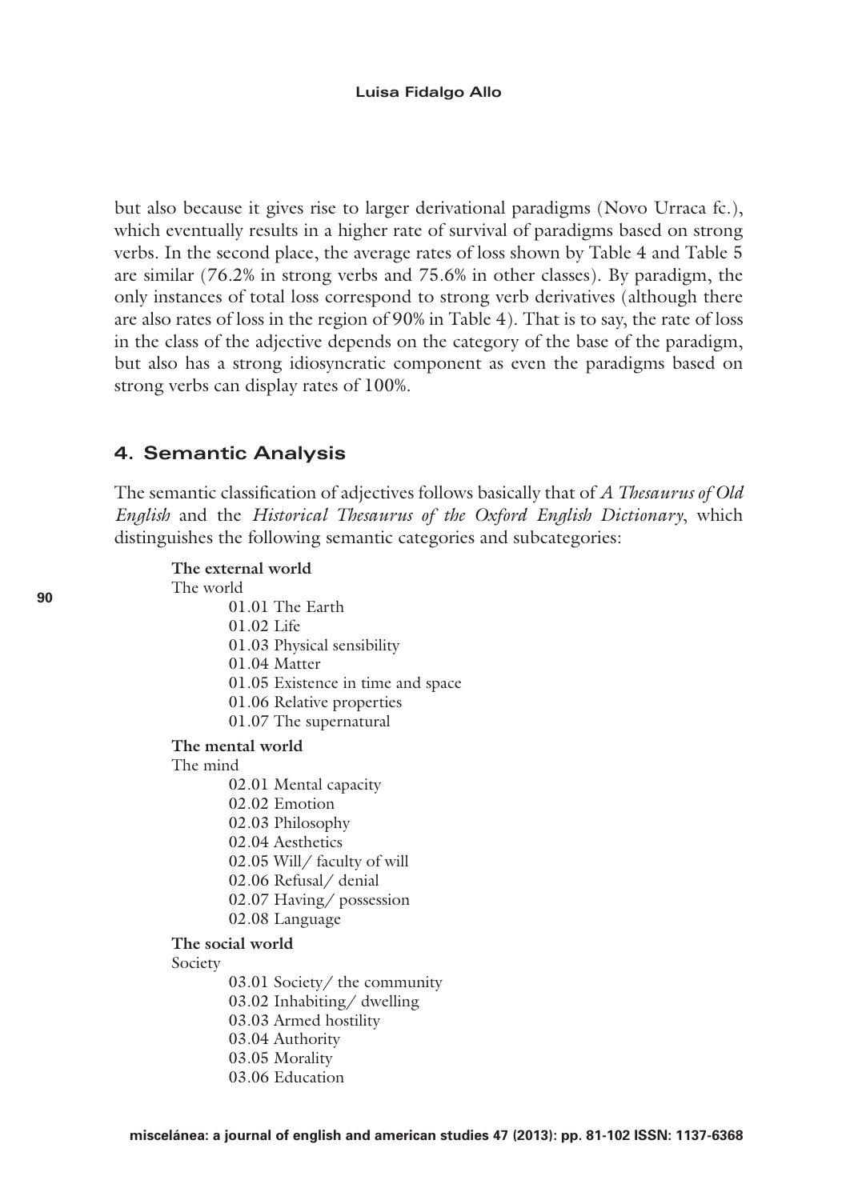but also because it gives rise to larger derivational paradigms (Novo Urraca fc.), which eventually results in a higher rate of survival of paradigms based on strong verbs. In the second place, the average rates of loss shown by Table 4 and Table 5 are similar (76.2% in strong verbs and 75.6% in other classes). By paradigm, the only instances of total loss correspond to strong verb derivatives (although there are also rates of loss in the region of 90% in Table 4). That is to say, the rate of loss in the class of the adjective depends on the category of the base of the paradigm, but also has a strong idiosyncratic component as even the paradigms based on strong verbs can display rates of 100%.

## 4. Semantic Analysis

The semantic classification of adjectives follows basically that of *A Thesaurus of Old English* and the *Historical Thesaurus of the Oxford English Dictionary*, which distinguishes the following semantic categories and subcategories:

**The external world**

The world

- 01.01 The Earth
- 01.02 Life
- 01.03 Physical sensibility
- 01.04 Matter
- 01.05 Existence in time and space
- 01.06 Relative properties
- 01.07 The supernatural

**The mental world**

The mind

- 02.01 Mental capacity
- 02.02 Emotion
- 02.03 Philosophy
- 02.04 Aesthetics
- 02.05 Will/ faculty of will
- 02.06 Refusal/ denial
- 02.07 Having/ possession
- 02.08 Language

**The social world**

Society

- 03.01 Society/ the community
- 03.02 Inhabiting/ dwelling
- 03.03 Armed hostility
- 03.04 Authority
- 03.05 Morality
- 03.06 Education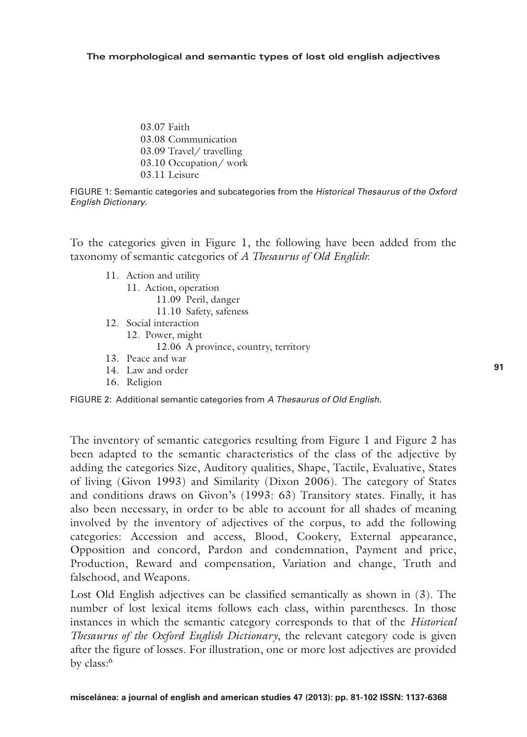03.07 Faith
03.08 Communication
03.09 Travel/ travelling
03.10 Occupation/ work
03.11 Leisure

FIGURE 1: Semantic categories and subcategories from the *Historical Thesaurus of the Oxford English Dictionary.*

To the categories given in Figure 1, the following have been added from the taxonomy of semantic categories of *A Thesaurus of Old English*:

- 11. Action and utility
  - 11. Action, operation
    - 11.09 Peril, danger
    - 11.10 Safety, safeness
- 12. Social interaction
  - 12. Power, might
    - 12.06 A province, country, territory
- 13. Peace and war
- 14. Law and order
- 16. Religion

FIGURE 2: Additional semantic categories from *A Thesaurus of Old English.*

The inventory of semantic categories resulting from Figure 1 and Figure 2 has been adapted to the semantic characteristics of the class of the adjective by adding the categories Size, Auditory qualities, Shape, Tactile, Evaluative, States of living (Givon 1993) and Similarity (Dixon 2006). The category of States and conditions draws on Givon's (1993: 63) Transitory states. Finally, it has also been necessary, in order to be able to account for all shades of meaning involved by the inventory of adjectives of the corpus, to add the following categories: Accession and access, Blood, Cookery, External appearance, Opposition and concord, Pardon and condemnation, Payment and price, Production, Reward and compensation, Variation and change, Truth and falsehood, and Weapons.

Lost Old English adjectives can be classified semantically as shown in (3). The number of lost lexical items follows each class, within parentheses. In those instances in which the semantic category corresponds to that of the *Historical Thesaurus of the Oxford English Dictionary*, the relevant category code is given after the figure of losses. For illustration, one or more lost adjectives are provided by class:[6]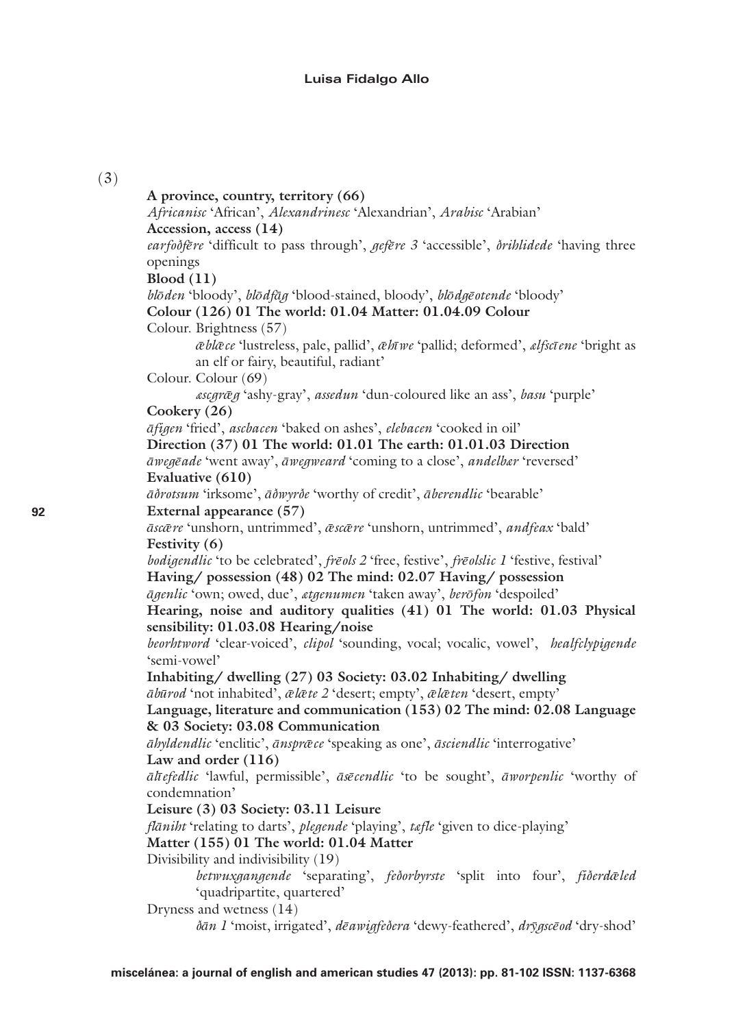(3)

**A province, country, territory (66)**
*Africanisc* 'African', *Alexandrinesc* 'Alexandrian', *Arabisc* 'Arabian'
**Accession, access (14)**
*earfoðfēre* 'difficult to pass through', *gefēre 3* 'accessible', *ðrihlidede* 'having three openings'
**Blood (11)**
*blōden* 'bloody', *blōdfāg* 'blood-stained, bloody', *blōdgēotende* 'bloody'
**Colour (126) 01 The world: 01.04 Matter: 01.04.09 Colour**
Colour. Brightness (57)
*ǣblǣce* 'lustreless, pale, pallid', *ǣhīwe* 'pallid; deformed', *ælfscīene* 'bright as an elf or fairy, beautiful, radiant'
Colour. Colour (69)
*æscgrǣg* 'ashy-gray', *assedun* 'dun-coloured like an ass', *basu* 'purple'
**Cookery (26)**
*āfigen* 'fried', *ascbacen* 'baked on ashes', *elebacen* 'cooked in oil'
**Direction (37) 01 The world: 01.01 The earth: 01.01.03 Direction**
*āwegēade* 'went away', *āwegweard* 'coming to a close', *andelbær* 'reversed'
**Evaluative (610)**
*āðrotsum* 'irksome', *āðwyrðe* 'worthy of credit', *āberendlic* 'bearable'
**External appearance (57)**
*āscǣre* 'unshorn, untrimmed', *ǣscǣre* 'unshorn, untrimmed', *andfeax* 'bald'
**Festivity (6)**
*bodigendlic* 'to be celebrated', *frēols 2* 'free, festive', *frēolslic 1* 'festive, festival'
**Having/ possession (48) 02 The mind: 02.07 Having/ possession**
*āgenlic* 'own; owed, due', *ætgenumen* 'taken away', *berōfon* 'despoiled'
**Hearing, noise and auditory qualities (41) 01 The world: 01.03 Physical sensibility: 01.03.08 Hearing/noise**
*beorhtword* 'clear-voiced', *clipol* 'sounding, vocal; vocalic, vowel', *healfclypigende* 'semi-vowel'
**Inhabiting/ dwelling (27) 03 Society: 03.02 Inhabiting/ dwelling**
*ābūrod* 'not inhabited', *ǣlǣte 2* 'desert; empty', *ǣlǣten* 'desert, empty'
**Language, literature and communication (153) 02 The mind: 02.08 Language & 03 Society: 03.08 Communication**
*āhyldendlic* 'enclitic', *ānsprǣce* 'speaking as one', *āsciendlic* 'interrogative'
**Law and order (116)**
*ālīefedlic* 'lawful, permissible', *āsēcendlic* 'to be sought', *āworpenlic* 'worthy of condemnation'
**Leisure (3) 03 Society: 03.11 Leisure**
*flāniht* 'relating to darts', *plegende* 'playing', *tæfle* 'given to dice-playing'
**Matter (155) 01 The world: 01.04 Matter**
Divisibility and indivisibility (19)
*betwuxgangende* 'separating', *feðorbyrste* 'split into four', *fiðerdǣled* 'quadripartite, quartered'
Dryness and wetness (14)
*ðān 1* 'moist, irrigated', *dēawigfeðera* 'dewy-feathered', *drȳgscēod* 'dry-shod'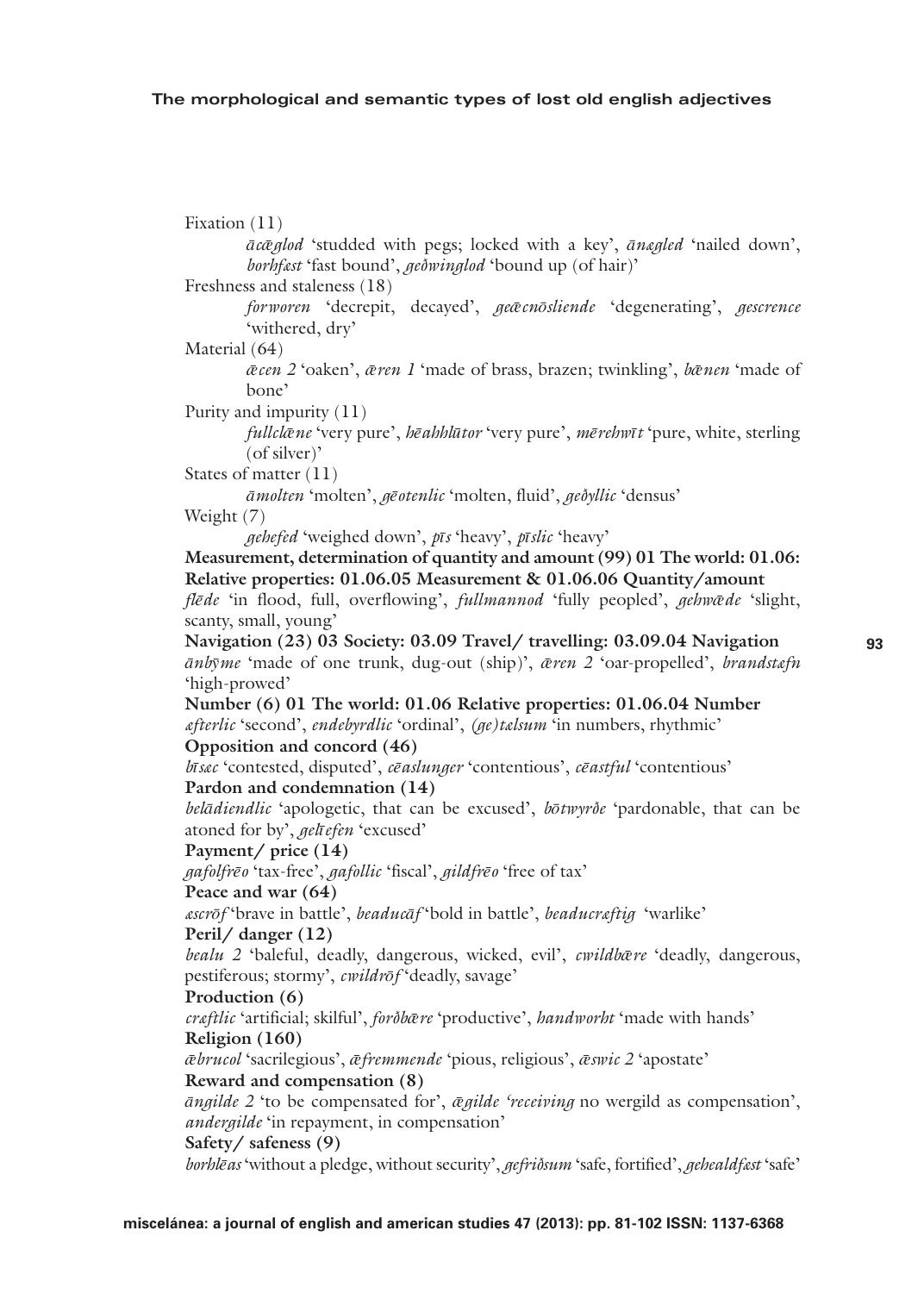Fixation (11)

*ācǣglod* 'studded with pegs; locked with a key', *ānægled* 'nailed down', *borhfæst* 'fast bound', *geðwinglod* 'bound up (of hair)'

Freshness and staleness (18)

*forworen* 'decrepit, decayed', *geǣcnōsliende* 'degenerating', *gescrence* 'withered, dry'

Material (64)

*ǣcen 2* 'oaken', *ǣren 1* 'made of brass, brazen; twinkling', *bǣnen* 'made of bone'

Purity and impurity (11)

*fullclǣne* 'very pure', *hēahhlūtor* 'very pure', *mērehwīt* 'pure, white, sterling (of silver)'

States of matter (11)

*āmolten* 'molten', *gēotenlic* 'molten, fluid', *geðyllic* 'densus'

Weight (7)

*gehefed* 'weighed down', *pīs* 'heavy', *pīslic* 'heavy'

**Measurement, determination of quantity and amount (99) 01 The world: 01.06: Relative properties: 01.06.05 Measurement & 01.06.06 Quantity/amount**

*flēde* 'in flood, full, overflowing', *fullmannod* 'fully peopled', *gehwǣde* 'slight, scanty, small, young'

**Navigation (23) 03 Society: 03.09 Travel/ travelling: 03.09.04 Navigation**

*ānbȳme* 'made of one trunk, dug-out (ship)', *ǣren 2* 'oar-propelled', *brandstæfn* 'high-prowed'

**Number (6) 01 The world: 01.06 Relative properties: 01.06.04 Number**

*æfterlic* 'second', *endebyrdlic* 'ordinal', *(ge)tælsum* 'in numbers, rhythmic'

**Opposition and concord (46)**

*bīsæc* 'contested, disputed', *cēaslunger* 'contentious', *cēastful* 'contentious'

**Pardon and condemnation (14)**

*belādiendlic* 'apologetic, that can be excused', *bōtwyrðe* 'pardonable, that can be atoned for by', *gelīefen* 'excused'

**Payment/ price (14)**

*gafolfrēo* 'tax-free', *gafollic* 'fiscal', *gildfrēo* 'free of tax'

**Peace and war (64)**

*æscrōf* 'brave in battle', *beaducāf* 'bold in battle', *beaducræftig* 'warlike'

**Peril/ danger (12)**

*bealu 2* 'baleful, deadly, dangerous, wicked, evil', *cwildbǣre* 'deadly, dangerous, pestiferous; stormy', *cwildrōf* 'deadly, savage'

**Production (6)**

*cræftlic* 'artificial; skilful', *forðbǣre* 'productive', *handworht* 'made with hands'

**Religion (160)**

*ǣbrucol* 'sacrilegious', *ǣfremmende* 'pious, religious', *ǣswic 2* 'apostate'

**Reward and compensation (8)**

*āngilde 2* 'to be compensated for', *ǣgilde 'receiving* no wergild as compensation', *andergilde* 'in repayment, in compensation'

**Safety/ safeness (9)**

*borhlēas* 'without a pledge, without security', *gefriðsum* 'safe, fortified', *gehealdfæst* 'safe'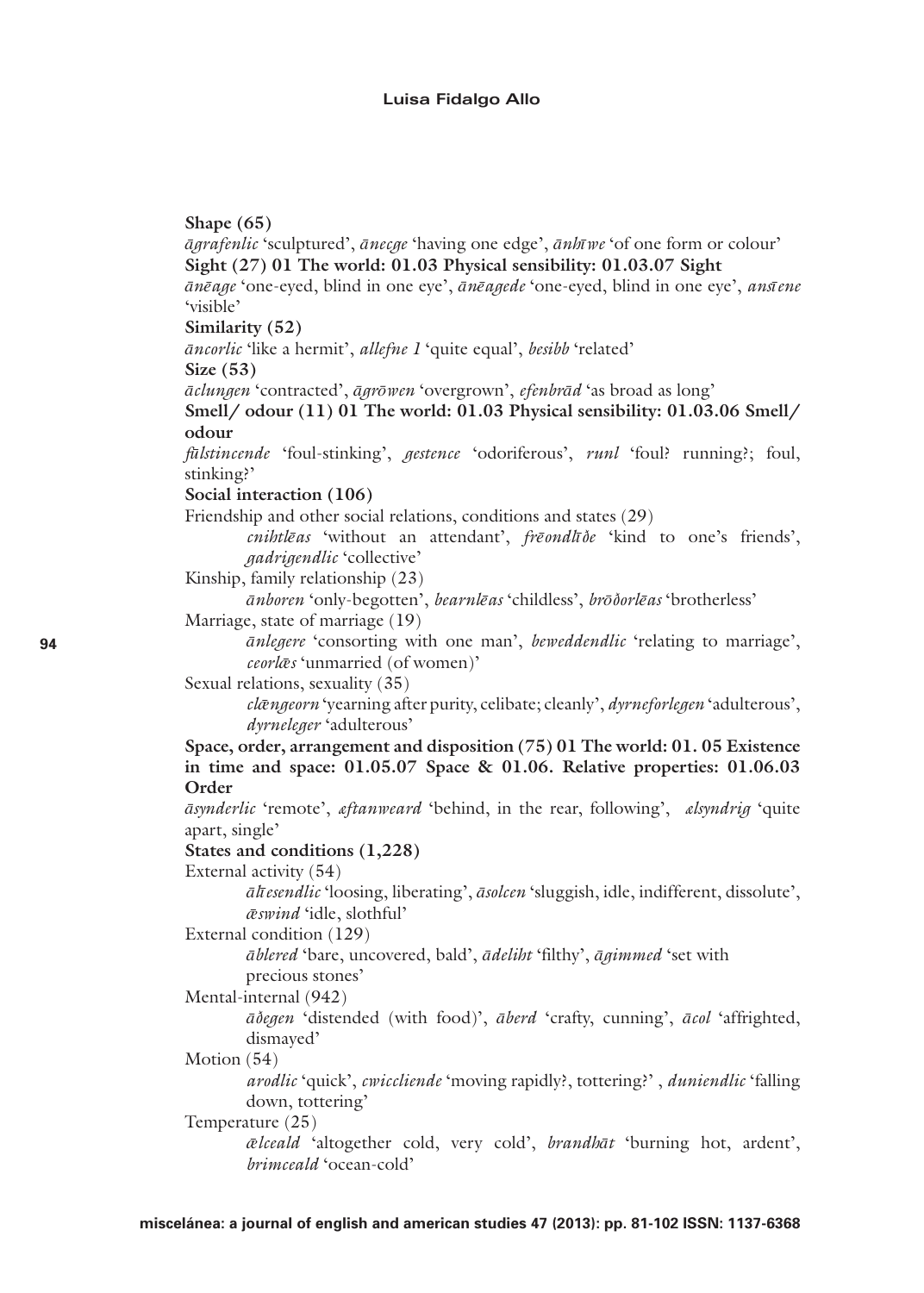**Shape (65)**
*āgrafenlic* 'sculptured', *ānecge* 'having one edge', *ānhīwe* 'of one form or colour'
**Sight (27) 01 The world: 01.03 Physical sensibility: 01.03.07 Sight**
*ānēage* 'one-eyed, blind in one eye', *ānēagede* 'one-eyed, blind in one eye', *ansīene* 'visible'
**Similarity (52)**
*āncorlic* 'like a hermit', *allefne 1* 'quite equal', *besibb* 'related'
**Size (53)**
*āclungen* 'contracted', *āgrōwen* 'overgrown', *efenbrād* 'as broad as long'
**Smell/ odour (11) 01 The world: 01.03 Physical sensibility: 01.03.06 Smell/ odour**
*fūlstincende* 'foul-stinking', *gestence* 'odoriferous', *runl* 'foul? running?; foul, stinking?'
**Social interaction (106)**
Friendship and other social relations, conditions and states (29)
*cnihtlēas* 'without an attendant', *frēondlīðe* 'kind to one's friends', *gadrigendlic* 'collective'
Kinship, family relationship (23)
*ānboren* 'only-begotten', *bearnlēas* 'childless', *brōðorlēas* 'brotherless'
Marriage, state of marriage (19)
*ānlegere* 'consorting with one man', *beweddendlic* 'relating to marriage', *ceorlǣs* 'unmarried (of women)'
Sexual relations, sexuality (35)
*clǣngeorn* 'yearning after purity, celibate; cleanly', *dyrneforlegen* 'adulterous', *dyrneleger* 'adulterous'
**Space, order, arrangement and disposition (75) 01 The world: 01. 05 Existence in time and space: 01.05.07 Space & 01.06. Relative properties: 01.06.03 Order**
*āsynderlic* 'remote', *æftanweard* 'behind, in the rear, following', *ælsyndrig* 'quite apart, single'
**States and conditions (1,228)**
External activity (54)
*ālīesendlic* 'loosing, liberating', *āsolcen* 'sluggish, idle, indifferent, dissolute', *ǣswind* 'idle, slothful'
External condition (129)
*āblered* 'bare, uncovered, bald', *ādeliht* 'filthy', *āgimmed* 'set with precious stones'
Mental-internal (942)
*āðegen* 'distended (with food)', *āberd* 'crafty, cunning', *ācol* 'affrighted, dismayed'
Motion (54)
*arodlic* 'quick', *cwiccliende* 'moving rapidly?, tottering?' , *duniendlic* 'falling down, tottering'
Temperature (25)
*ælceald* 'altogether cold, very cold', *brandhāt* 'burning hot, ardent', *brimceald* 'ocean-cold'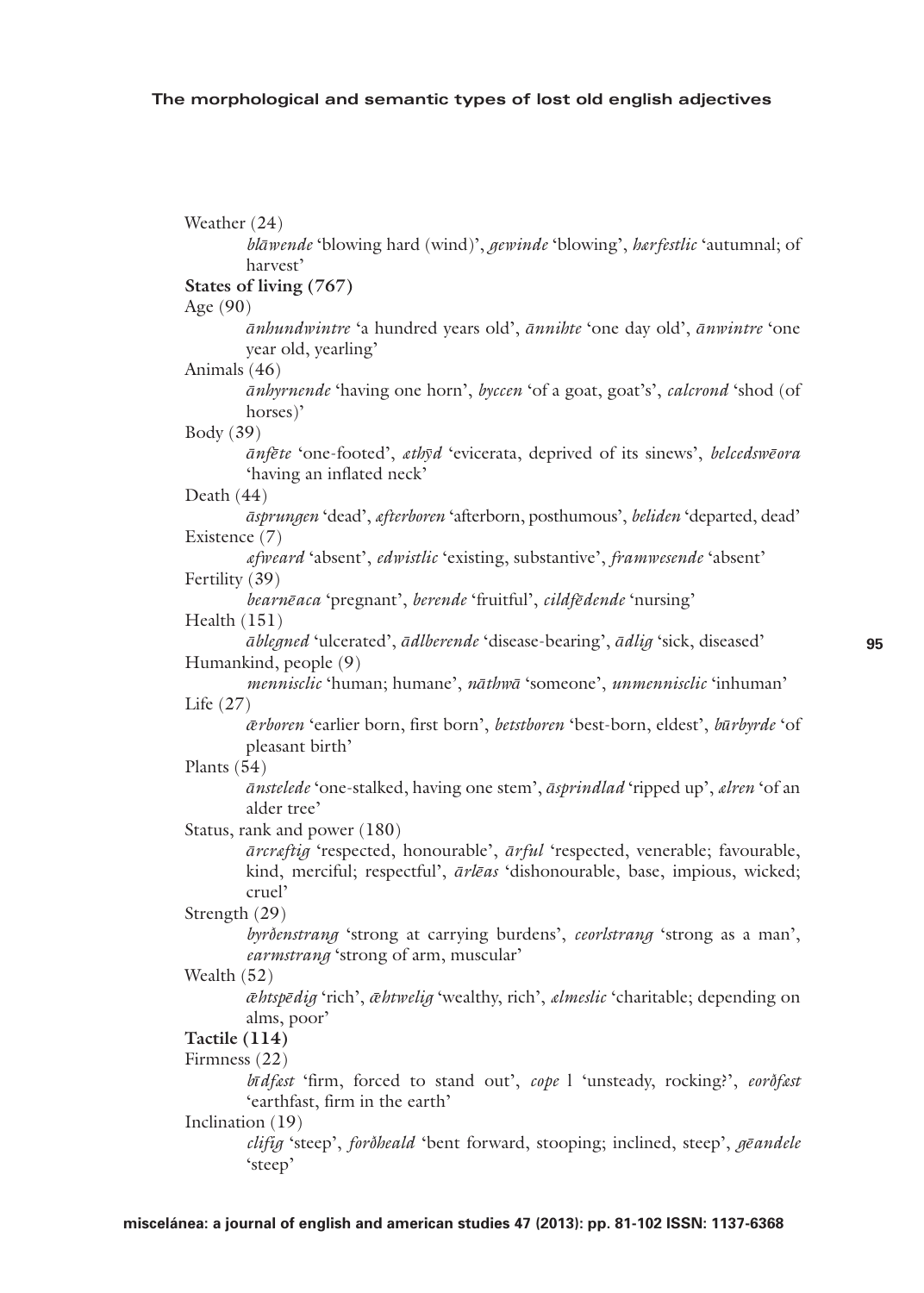Weather (24)

*blāwende* 'blowing hard (wind)', *gewinde* 'blowing', *hærfestlic* 'autumnal; of harvest'

**States of living (767)**

Age (90)

*ānhundwintre* 'a hundred years old', *ānnihte* 'one day old', *ānwintre* 'one year old, yearling'

Animals (46)

*ānhyrnende* 'having one horn', *byccen* 'of a goat, goat's', *calcrond* 'shod (of horses)'

Body (39)

*ānfēte* 'one-footed', *æthȳd* 'evicerata, deprived of its sinews', *belcedswēora* 'having an inflated neck'

Death (44)

*āsprungen* 'dead', *æfterboren* 'afterborn, posthumous', *beliden* 'departed, dead'

Existence (7)

*æfweard* 'absent', *edwistlic* 'existing, substantive', *framwesende* 'absent'

Fertility (39)

*bearnēaca* 'pregnant', *berende* 'fruitful', *cildfēdende* 'nursing'

Health (151)

*āblegned* 'ulcerated', *ādlberende* 'disease-bearing', *ādlig* 'sick, diseased'

Humankind, people (9)

*mennisclic* 'human; humane', *nāthwā* 'someone', *unmennisclic* 'inhuman'

Life (27)

*ǣrboren* 'earlier born, first born', *betstboren* 'best-born, eldest', *būrbyrde* 'of pleasant birth'

Plants (54)

*ānstelede* 'one-stalked, having one stem', *āsprindlad* 'ripped up', *ælren* 'of an alder tree'

Status, rank and power (180)

*ārcræftig* 'respected, honourable', *ārful* 'respected, venerable; favourable, kind, merciful; respectful', *ārlēas* 'dishonourable, base, impious, wicked; cruel'

Strength (29)

*byrðenstrang* 'strong at carrying burdens', *ceorlstrang* 'strong as a man', *earmstrang* 'strong of arm, muscular'

Wealth (52)

*ǣhtspēdig* 'rich', *ǣhtwelig* 'wealthy, rich', *ælmeslic* 'charitable; depending on alms, poor'

**Tactile (114)**

Firmness (22)

*bīdfæst* 'firm, forced to stand out', *cope* l 'unsteady, rocking?', *eorðfæst* 'earthfast, firm in the earth'

Inclination (19)

*clifig* 'steep', *forðheald* 'bent forward, stooping; inclined, steep', *gēandele* 'steep'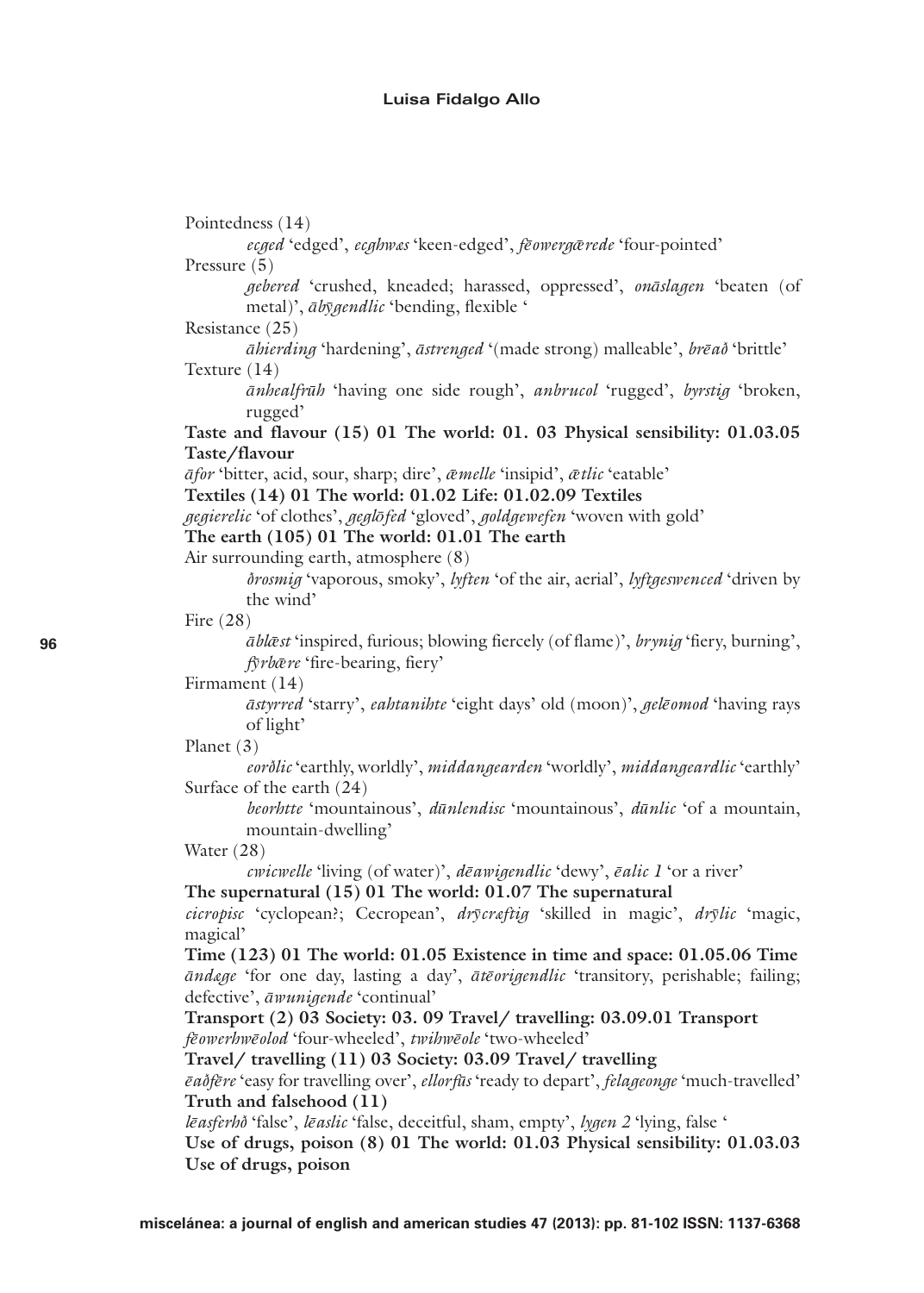Pointedness (14)

*ecged* 'edged', *ecghwæs* 'keen-edged', *fēowergærede* 'four-pointed'

Pressure (5)

*gebered* 'crushed, kneaded; harassed, oppressed', *onāslagen* 'beaten (of metal)', *ābȳgendlic* 'bending, flexible '

Resistance (25)

*āhierding* 'hardening', *āstrenged* '(made strong) malleable', *brēað* 'brittle'

Texture (14)

*ānhealfrūh* 'having one side rough', *anbrucol* 'rugged', *byrstig* 'broken, rugged'

**Taste and flavour (15) 01 The world: 01. 03 Physical sensibility: 01.03.05 Taste/flavour**

*āfor* 'bitter, acid, sour, sharp; dire', *æmelle* 'insipid', *ætlic* 'eatable'

**Textiles (14) 01 The world: 01.02 Life: 01.02.09 Textiles**

*gegierelic* 'of clothes', *geglōfed* 'gloved', *goldgewefen* 'woven with gold'

**The earth (105) 01 The world: 01.01 The earth**

Air surrounding earth, atmosphere (8)

*ðrosmig* 'vaporous, smoky', *lyften* 'of the air, aerial', *lyftgeswenced* 'driven by the wind'

Fire (28)

*āblǣst* 'inspired, furious; blowing fiercely (of flame)', *brynig* 'fiery, burning', *fȳrbǣre* 'fire-bearing, fiery'

Firmament (14)

*āstyrred* 'starry', *eahtanihte* 'eight days' old (moon)', *gelēomod* 'having rays of light'

Planet (3)

*eorðlic* 'earthly, worldly', *middangearden* 'worldly', *middangeardlic* 'earthly'

Surface of the earth (24)

*beorhtte* 'mountainous', *dūnlendisc* 'mountainous', *dūnlic* 'of a mountain, mountain-dwelling'

Water (28)

*cwicwelle* 'living (of water)', *dēawigendlic* 'dewy', *ēalic 1* 'or a river'

**The supernatural (15) 01 The world: 01.07 The supernatural**

*cicropisc* 'cyclopean?; Cecropean', *drȳcræftig* 'skilled in magic', *drȳlic* 'magic, magical'

**Time (123) 01 The world: 01.05 Existence in time and space: 01.05.06 Time**

*āndæge* 'for one day, lasting a day', *ātēorigendlic* 'transitory, perishable; failing; defective', *āwunigende* 'continual'

**Transport (2) 03 Society: 03. 09 Travel/ travelling: 03.09.01 Transport**

*fēowerhwēolod* 'four-wheeled', *twihwēole* 'two-wheeled'

**Travel/ travelling (11) 03 Society: 03.09 Travel/ travelling**

*ēaðfēre* 'easy for travelling over', *ellorfūs* 'ready to depart', *felageonge* 'much-travelled'

**Truth and falsehood (11)**

*lēasferhð* 'false', *lēaslic* 'false, deceitful, sham, empty', *lygen 2* 'lying, false '

**Use of drugs, poison (8) 01 The world: 01.03 Physical sensibility: 01.03.03 Use of drugs, poison**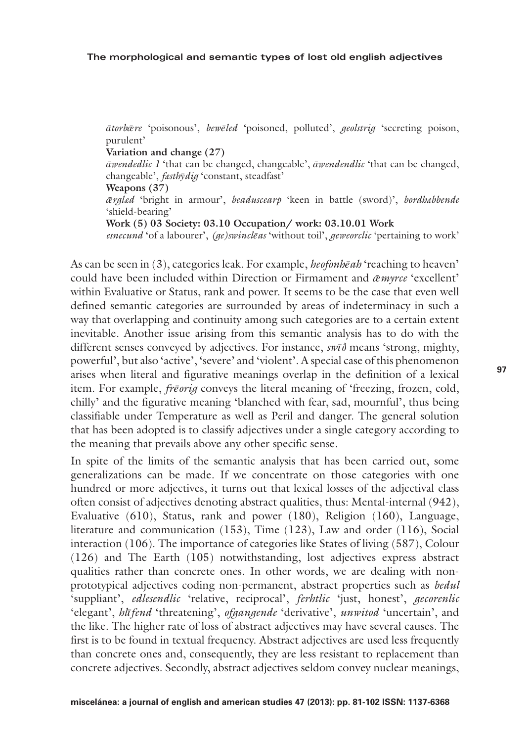*ātorbǣre* 'poisonous', *bewēled* 'poisoned, polluted', *geolstrig* 'secreting poison, purulent'

**Variation and change (27)**

*āwendedlic 1* 'that can be changed, changeable', *āwendendlic* 'that can be changed, changeable', *fæsthȳdig* 'constant, steadfast'

**Weapons (37)**

*ǣrglæd* 'bright in armour', *beaduscearp* 'keen in battle (sword)', *bordhæbbende* 'shield-bearing'

**Work (5) 03 Society: 03.10 Occupation/ work: 03.10.01 Work**

*esnecund* 'of a labourer', *(ge)swinclēas* 'without toil', *geweorclic* 'pertaining to work'

As can be seen in (3), categories leak. For example, *heofonhēah* 'reaching to heaven' could have been included within Direction or Firmament and *ǣmyrce* 'excellent' within Evaluative or Status, rank and power. It seems to be the case that even well defined semantic categories are surrounded by areas of indeterminacy in such a way that overlapping and continuity among such categories are to a certain extent inevitable. Another issue arising from this semantic analysis has to do with the different senses conveyed by adjectives. For instance, *swīð* means 'strong, mighty, powerful', but also 'active', 'severe' and 'violent'. A special case of this phenomenon arises when literal and figurative meanings overlap in the definition of a lexical item. For example, *frēorig* conveys the literal meaning of 'freezing, frozen, cold, chilly' and the figurative meaning 'blanched with fear, sad, mournful', thus being classifiable under Temperature as well as Peril and danger. The general solution that has been adopted is to classify adjectives under a single category according to the meaning that prevails above any other specific sense.

In spite of the limits of the semantic analysis that has been carried out, some generalizations can be made. If we concentrate on those categories with one hundred or more adjectives, it turns out that lexical losses of the adjectival class often consist of adjectives denoting abstract qualities, thus: Mental-internal (942), Evaluative (610), Status, rank and power (180), Religion (160), Language, literature and communication (153), Time (123), Law and order (116), Social interaction (106). The importance of categories like States of living (587), Colour (126) and The Earth (105) notwithstanding, lost adjectives express abstract qualities rather than concrete ones. In other words, we are dealing with non-prototypical adjectives coding non-permanent, abstract properties such as *bedul* 'suppliant', *edlesendlic* 'relative, reciprocal', *ferhtlic* 'just, honest', *gecorenlic* 'elegant', *hlīfend* 'threatening', *ofgangende* 'derivative', *unwitod* 'uncertain', and the like. The higher rate of loss of abstract adjectives may have several causes. The first is to be found in textual frequency. Abstract adjectives are used less frequently than concrete ones and, consequently, they are less resistant to replacement than concrete adjectives. Secondly, abstract adjectives seldom convey nuclear meanings,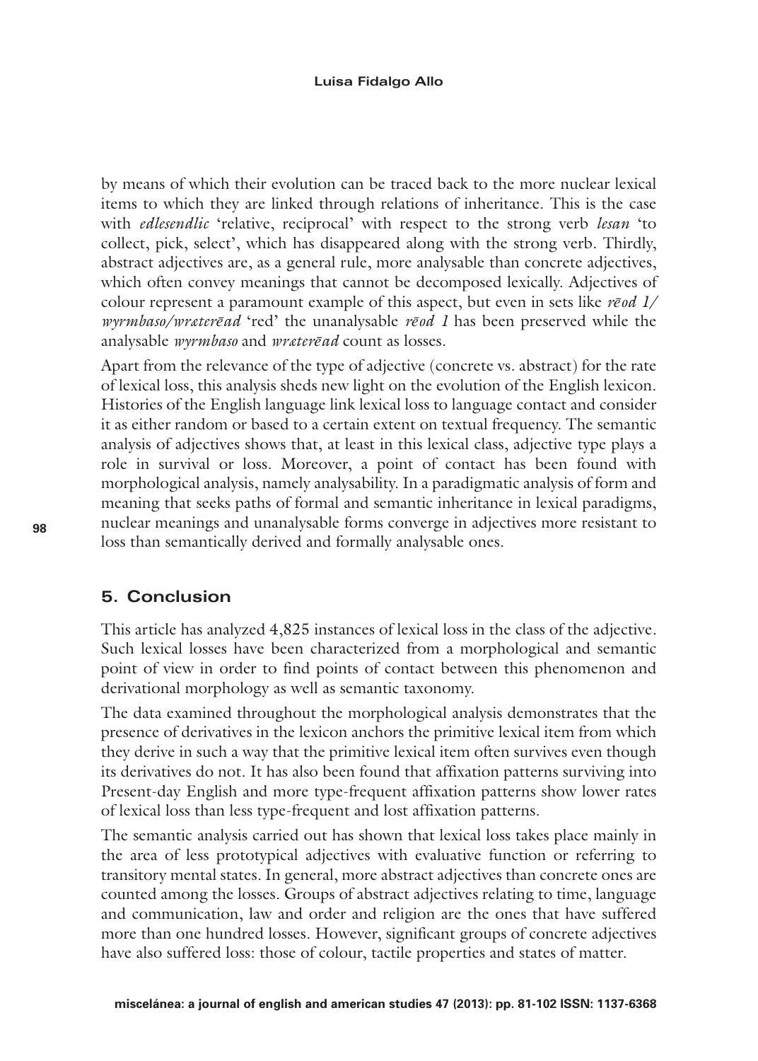by means of which their evolution can be traced back to the more nuclear lexical items to which they are linked through relations of inheritance. This is the case with *edlesendlic* 'relative, reciprocal' with respect to the strong verb *lesan* 'to collect, pick, select', which has disappeared along with the strong verb. Thirdly, abstract adjectives are, as a general rule, more analysable than concrete adjectives, which often convey meanings that cannot be decomposed lexically. Adjectives of colour represent a paramount example of this aspect, but even in sets like *rēod 1/ wyrmbaso/wræterēad* 'red' the unanalysable *rēod 1* has been preserved while the analysable *wyrmbaso* and *wræterēad* count as losses.

Apart from the relevance of the type of adjective (concrete vs. abstract) for the rate of lexical loss, this analysis sheds new light on the evolution of the English lexicon. Histories of the English language link lexical loss to language contact and consider it as either random or based to a certain extent on textual frequency. The semantic analysis of adjectives shows that, at least in this lexical class, adjective type plays a role in survival or loss. Moreover, a point of contact has been found with morphological analysis, namely analysability. In a paradigmatic analysis of form and meaning that seeks paths of formal and semantic inheritance in lexical paradigms, nuclear meanings and unanalysable forms converge in adjectives more resistant to loss than semantically derived and formally analysable ones.

## 5. Conclusion

This article has analyzed 4,825 instances of lexical loss in the class of the adjective. Such lexical losses have been characterized from a morphological and semantic point of view in order to find points of contact between this phenomenon and derivational morphology as well as semantic taxonomy.

The data examined throughout the morphological analysis demonstrates that the presence of derivatives in the lexicon anchors the primitive lexical item from which they derive in such a way that the primitive lexical item often survives even though its derivatives do not. It has also been found that affixation patterns surviving into Present-day English and more type-frequent affixation patterns show lower rates of lexical loss than less type-frequent and lost affixation patterns.

The semantic analysis carried out has shown that lexical loss takes place mainly in the area of less prototypical adjectives with evaluative function or referring to transitory mental states. In general, more abstract adjectives than concrete ones are counted among the losses. Groups of abstract adjectives relating to time, language and communication, law and order and religion are the ones that have suffered more than one hundred losses. However, significant groups of concrete adjectives have also suffered loss: those of colour, tactile properties and states of matter.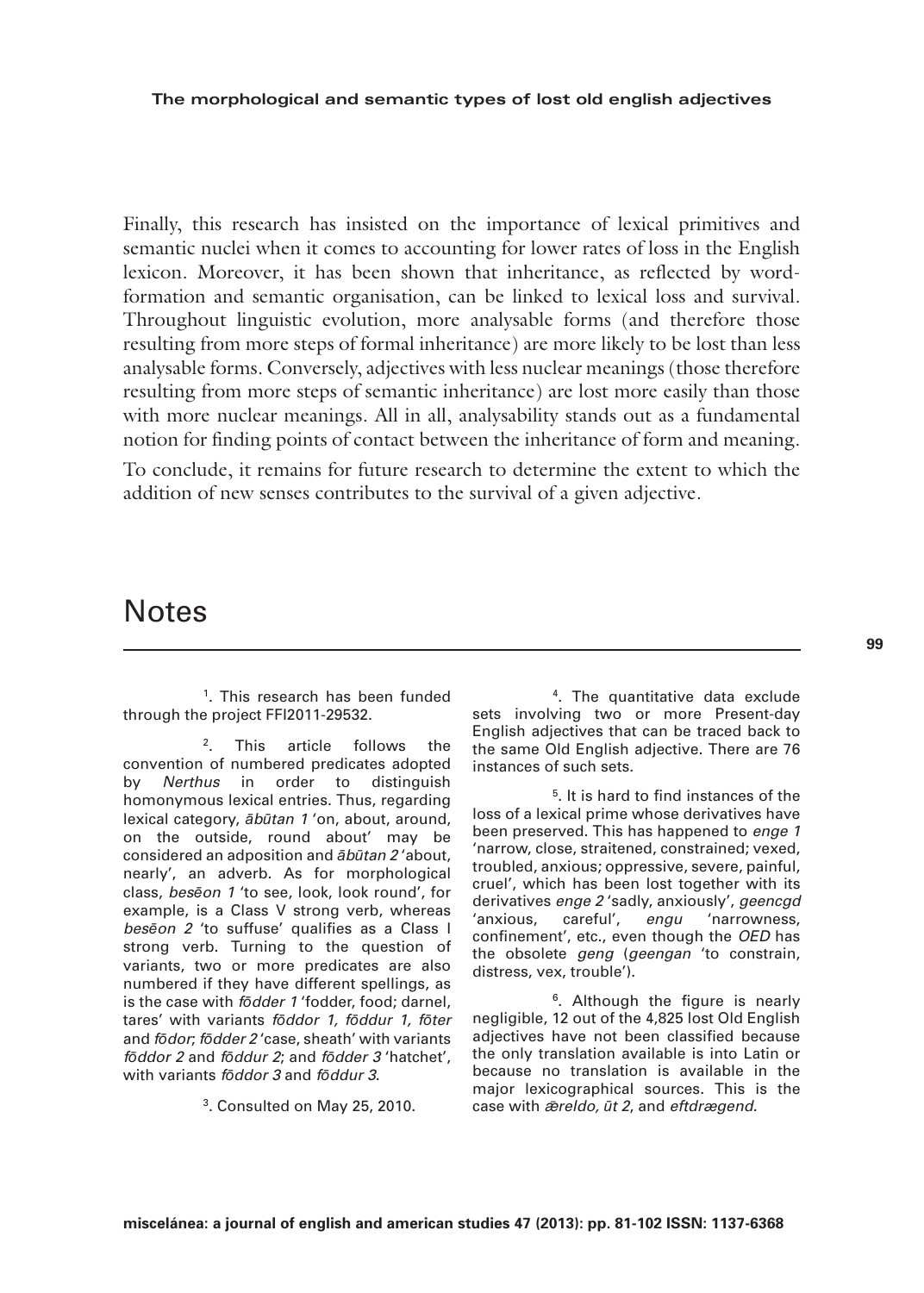Finally, this research has insisted on the importance of lexical primitives and semantic nuclei when it comes to accounting for lower rates of loss in the English lexicon. Moreover, it has been shown that inheritance, as reflected by word-formation and semantic organisation, can be linked to lexical loss and survival. Throughout linguistic evolution, more analysable forms (and therefore those resulting from more steps of formal inheritance) are more likely to be lost than less analysable forms. Conversely, adjectives with less nuclear meanings (those therefore resulting from more steps of semantic inheritance) are lost more easily than those with more nuclear meanings. All in all, analysability stands out as a fundamental notion for finding points of contact between the inheritance of form and meaning.

To conclude, it remains for future research to determine the extent to which the addition of new senses contributes to the survival of a given adjective.

# Notes

[1]. This research has been funded through the project FFI2011-29532.

[2]. This article follows the convention of numbered predicates adopted by *Nerthus* in order to distinguish homonymous lexical entries. Thus, regarding lexical category, *ābūtan 1* 'on, about, around, on the outside, round about' may be considered an adposition and *ābūtan 2* 'about, nearly', an adverb. As for morphological class, *besēon 1* 'to see, look, look round', for example, is a Class V strong verb, whereas *besēon 2* 'to suffuse' qualifies as a Class I strong verb. Turning to the question of variants, two or more predicates are also numbered if they have different spellings, as is the case with *fōdder 1* 'fodder, food; darnel, tares' with variants *fōddor 1, fōddur 1, fōter* and *fōdor*; *fōdder 2* 'case, sheath' with variants *fōddor 2* and *fōddur 2*; and *fōdder 3* 'hatchet', with variants *fōddor 3* and *fōddur 3*.

[3]. Consulted on May 25, 2010.

[4]. The quantitative data exclude sets involving two or more Present-day English adjectives that can be traced back to the same Old English adjective. There are 76 instances of such sets.

[5]. It is hard to find instances of the loss of a lexical prime whose derivatives have been preserved. This has happened to *enge 1* 'narrow, close, straitened, constrained; vexed, troubled, anxious; oppressive, severe, painful, cruel', which has been lost together with its derivatives *enge 2* 'sadly, anxiously', *geencgd* 'anxious, careful', *engu* 'narrowness, confinement', etc., even though the *OED* has the obsolete *geng* (*geengan* 'to constrain, distress, vex, trouble').

[6]. Although the figure is nearly negligible, 12 out of the 4,825 lost Old English adjectives have not been classified because the only translation available is into Latin or because no translation is available in the major lexicographical sources. This is the case with *ǣreldo, ūt 2*, and *eftdrægend.*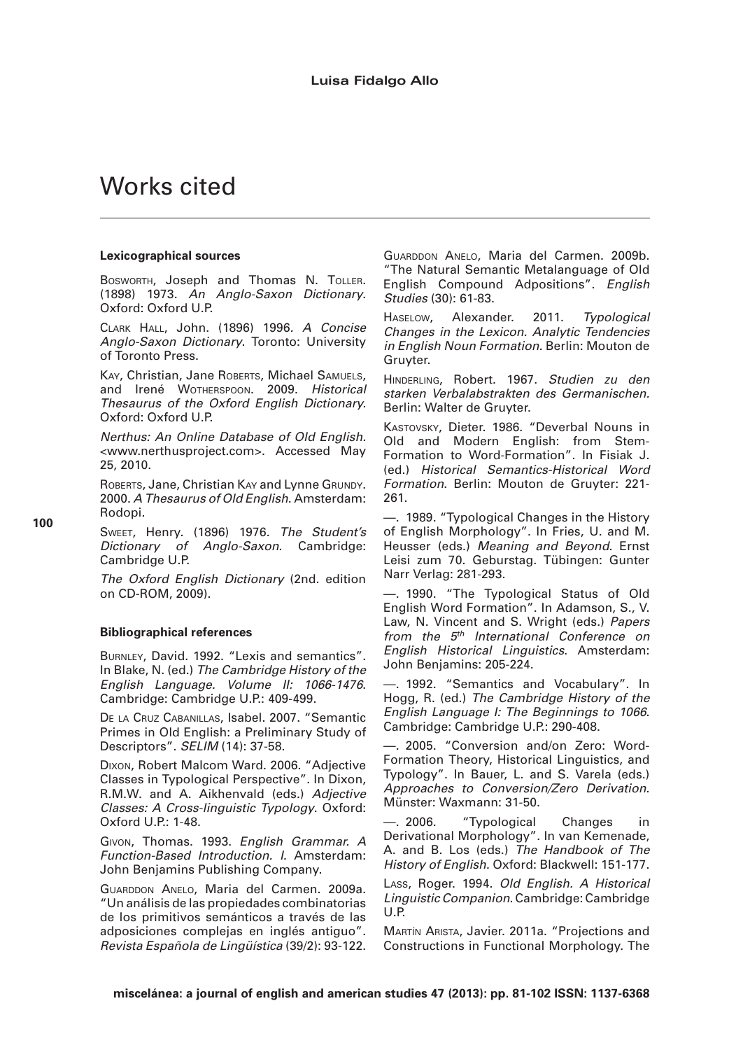# Works cited

### Lexicographical sources

Bosworth, Joseph and Thomas N. Toller. (1898) 1973. *An Anglo-Saxon Dictionary*. Oxford: Oxford U.P.

Clark Hall, John. (1896) 1996. *A Concise Anglo-Saxon Dictionary*. Toronto: University of Toronto Press.

Kay, Christian, Jane Roberts, Michael Samuels, and Irené Wotherspoon. 2009. *Historical Thesaurus of the Oxford English Dictionary*. Oxford: Oxford U.P.

*Nerthus: An Online Database of Old English*. <www.nerthusproject.com>. Accessed May 25, 2010.

Roberts, Jane, Christian Kay and Lynne Grundy. 2000. *A Thesaurus of Old English*. Amsterdam: Rodopi.

Sweet, Henry. (1896) 1976. *The Student's Dictionary of Anglo-Saxon*. Cambridge: Cambridge U.P.

*The Oxford English Dictionary* (2nd. edition on CD-ROM, 2009).

### Bibliographical references

Burnley, David. 1992. "Lexis and semantics". In Blake, N. (ed.) *The Cambridge History of the English Language. Volume II: 1066-1476*. Cambridge: Cambridge U.P.: 409-499.

De la Cruz Cabanillas, Isabel. 2007. "Semantic Primes in Old English: a Preliminary Study of Descriptors". *SELIM* (14): 37-58.

Dixon, Robert Malcom Ward. 2006. "Adjective Classes in Typological Perspective". In Dixon, R.M.W. and A. Aikhenvald (eds.) *Adjective Classes: A Cross-linguistic Typology*. Oxford: Oxford U.P.: 1-48.

Givon, Thomas. 1993. *English Grammar. A Function-Based Introduction. I.* Amsterdam: John Benjamins Publishing Company.

Guarddon Anelo, Maria del Carmen. 2009a. "Un análisis de las propiedades combinatorias de los primitivos semánticos a través de las adposiciones complejas en inglés antiguo". *Revista Española de Lingüística* (39/2): 93-122.

Guarddon Anelo, Maria del Carmen. 2009b. "The Natural Semantic Metalanguage of Old English Compound Adpositions". *English Studies* (30): 61-83.

Haselow, Alexander. 2011. *Typological Changes in the Lexicon. Analytic Tendencies in English Noun Formation.* Berlin: Mouton de Gruyter.

Hinderling, Robert. 1967. *Studien zu den starken Verbalabstrakten des Germanischen.* Berlin: Walter de Gruyter.

Kastovsky, Dieter. 1986. "Deverbal Nouns in Old and Modern English: from Stem-Formation to Word-Formation". In Fisiak J. (ed.) *Historical Semantics-Historical Word Formation*. Berlin: Mouton de Gruyter: 221-261.

—. 1989. "Typological Changes in the History of English Morphology". In Fries, U. and M. Heusser (eds.) *Meaning and Beyond*. Ernst Leisi zum 70. Geburstag. Tübingen: Gunter Narr Verlag: 281-293.

—. 1990. "The Typological Status of Old English Word Formation". In Adamson, S., V. Law, N. Vincent and S. Wright (eds.) *Papers from the 5th International Conference on English Historical Linguistics*. Amsterdam: John Benjamins: 205-224.

—. 1992. "Semantics and Vocabulary". In Hogg, R. (ed.) *The Cambridge History of the English Language I: The Beginnings to 1066*. Cambridge: Cambridge U.P.: 290-408.

—. 2005. "Conversion and/on Zero: Word-Formation Theory, Historical Linguistics, and Typology". In Bauer, L. and S. Varela (eds.) *Approaches to Conversion/Zero Derivation*. Münster: Waxmann: 31-50.

—. 2006. "Typological Changes in Derivational Morphology". In van Kemenade, A. and B. Los (eds.) *The Handbook of The History of English*. Oxford: Blackwell: 151-177.

Lass, Roger. 1994. *Old English. A Historical Linguistic Companion*. Cambridge: Cambridge U.P.

Martín Arista, Javier. 2011a. "Projections and Constructions in Functional Morphology. The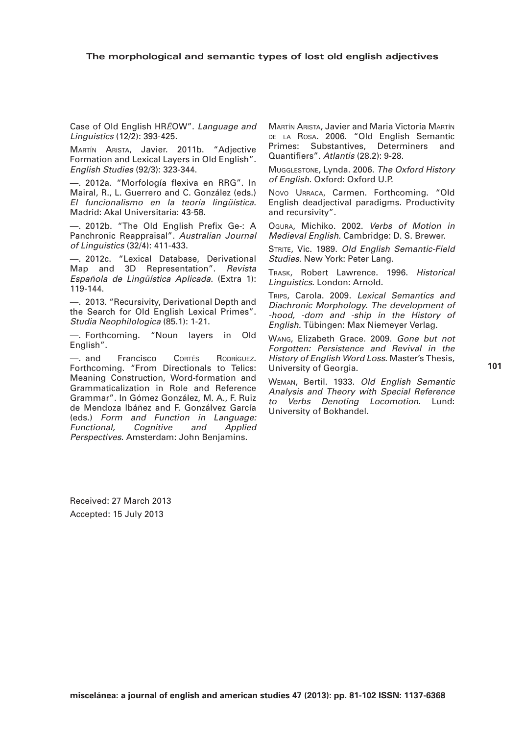Case of Old English HRǢOW". *Language and Linguistics* (12/2): 393-425.

Martín Arista, Javier. 2011b. "Adjective Formation and Lexical Layers in Old English". *English Studies* (92/3): 323-344.

—. 2012a. "Morfología flexiva en RRG". In Mairal, R., L. Guerrero and C. González (eds.) *El funcionalismo en la teoría lingüística*. Madrid: Akal Universitaria: 43-58.

—. 2012b. "The Old English Prefix Ge-: A Panchronic Reappraisal". *Australian Journal of Linguistics* (32/4): 411-433.

—. 2012c. "Lexical Database, Derivational Map and 3D Representation". *Revista Española de Lingüística Aplicada*. (Extra 1): 119-144.

—. 2013. "Recursivity, Derivational Depth and the Search for Old English Lexical Primes". *Studia Neophilologica* (85.1): 1-21.

—. Forthcoming. "Noun layers in Old English".

—. and Francisco Cortés Rodríguez. Forthcoming. "From Directionals to Telics: Meaning Construction, Word-formation and Grammaticalization in Role and Reference Grammar". In Gómez González, M. A., F. Ruiz de Mendoza Ibáñez and F. Gonzálvez García (eds.) *Form and Function in Language: Functional, Cognitive and Applied Perspectives*. Amsterdam: John Benjamins.

Martín Arista, Javier and Maria Victoria Martín de la Rosa. 2006. "Old English Semantic Primes: Substantives, Determiners and Quantifiers". *Atlantis* (28.2): 9-28.

Mugglestone, Lynda. 2006. *The Oxford History of English*. Oxford: Oxford U.P.

Novo Urraca, Carmen. Forthcoming. "Old English deadjectival paradigms. Productivity and recursivity".

Ogura, Michiko. 2002. *Verbs of Motion in Medieval English*. Cambridge: D. S. Brewer.

Strite, Vic. 1989. *Old English Semantic-Field Studies*. New York: Peter Lang.

Trask, Robert Lawrence. 1996. *Historical Linguistics*. London: Arnold.

Trips, Carola. 2009. *Lexical Semantics and Diachronic Morphology. The development of -hood, -dom and -ship in the History of English*. Tübingen: Max Niemeyer Verlag.

Wang, Elizabeth Grace. 2009. *Gone but not Forgotten: Persistence and Revival in the History of English Word Loss*. Master's Thesis, University of Georgia.

Weman, Bertil. 1933. *Old English Semantic Analysis and Theory with Special Reference to Verbs Denoting Locomotion*. Lund: University of Bokhandel.

Received: 27 March 2013

Accepted: 15 July 2013